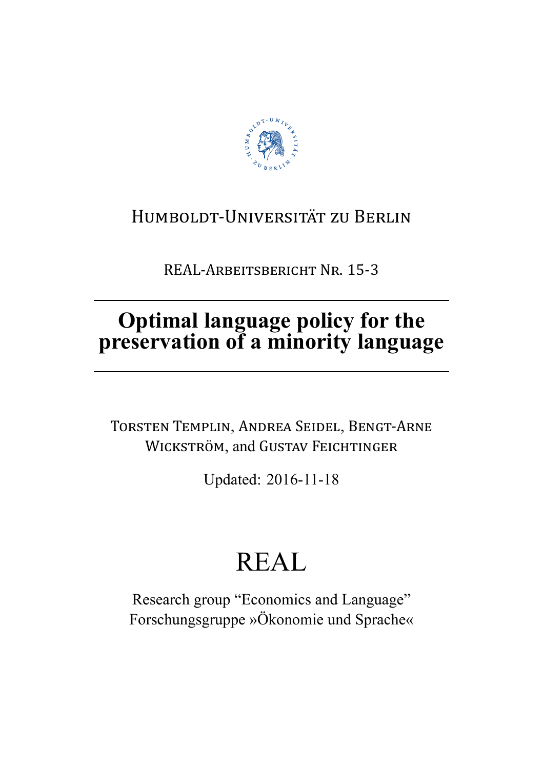Humboldt-Universität zu Berlin

REAL-Arbeitsbericht Nr. 15-3

# Optimal language policy for the preservation of a minority language

Torsten Templin, Andrea Seidel, Bengt-Arne Wickström, and Gustav Feichtinger

Updated: 2016-11-18

REAL

Research group "Economics and Language"
Forschungsgruppe »Ökonomie und Sprache«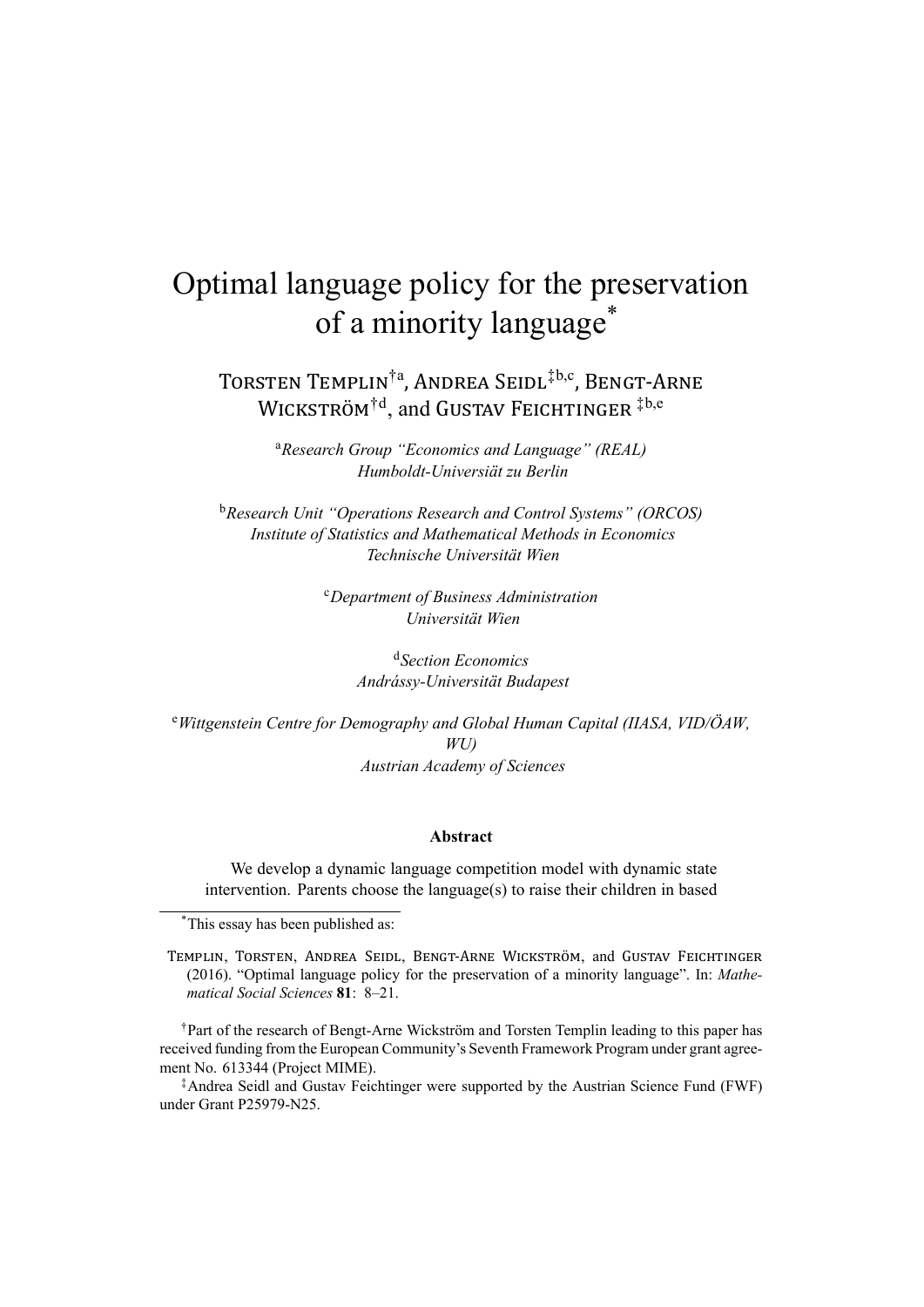# Optimal language policy for the preservation of a minority language*

Torsten Templin[†a], Andrea Seidl[‡b,c], Bengt-Arne Wickström[†d], and Gustav Feichtinger [‡b,e]

[a]*Research Group "Economics and Language" (REAL)*
*Humboldt-Universiät zu Berlin*

[b]*Research Unit "Operations Research and Control Systems" (ORCOS)*
*Institute of Statistics and Mathematical Methods in Economics*
*Technische Universität Wien*

[c]*Department of Business Administration*
*Universität Wien*

[d]*Section Economics*
*Andrássy-Universität Budapest*

[e]*Wittgenstein Centre for Demography and Global Human Capital (IIASA, VID/ÖAW, WU)*
*Austrian Academy of Sciences*

**Abstract**

We develop a dynamic language competition model with dynamic state intervention. Parents choose the language(s) to raise their children in based

---

*This essay has been published as:

Templin, Torsten, Andrea Seidl, Bengt-Arne Wickström, and Gustav Feichtinger (2016). "Optimal language policy for the preservation of a minority language". In: *Mathematical Social Sciences* **81**: 8–21.

†Part of the research of Bengt-Arne Wickström and Torsten Templin leading to this paper has received funding from the European Community's Seventh Framework Program under grant agreement No. 613344 (Project MIME).

‡Andrea Seidl and Gustav Feichtinger were supported by the Austrian Science Fund (FWF) under Grant P25979-N25.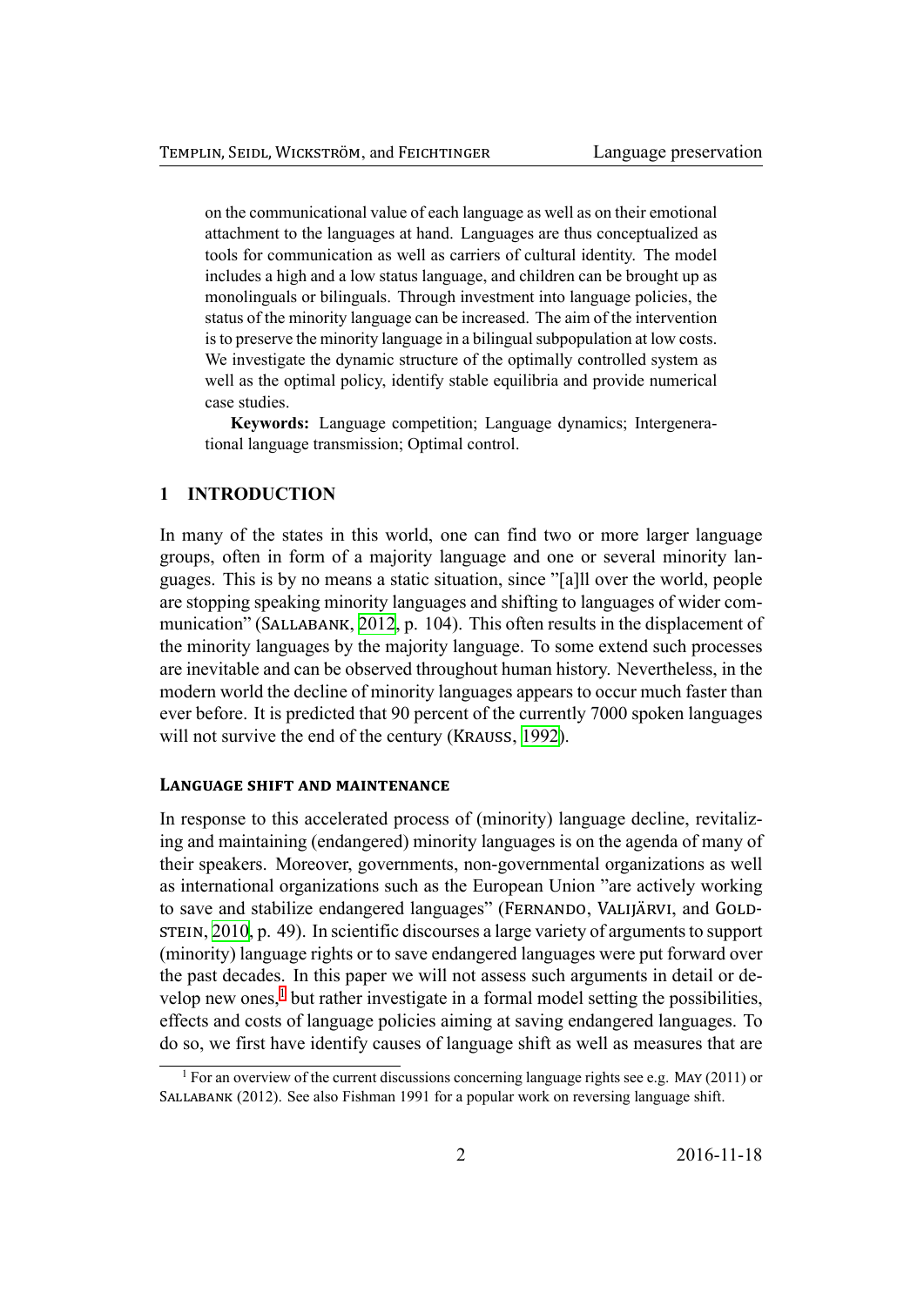on the communicational value of each language as well as on their emotional attachment to the languages at hand. Languages are thus conceptualized as tools for communication as well as carriers of cultural identity. The model includes a high and a low status language, and children can be brought up as monolinguals or bilinguals. Through investment into language policies, the status of the minority language can be increased. The aim of the intervention is to preserve the minority language in a bilingual subpopulation at low costs. We investigate the dynamic structure of the optimally controlled system as well as the optimal policy, identify stable equilibria and provide numerical case studies.

**Keywords:** Language competition; Language dynamics; Intergenerational language transmission; Optimal control.

## 1 INTRODUCTION

In many of the states in this world, one can find two or more larger language groups, often in form of a majority language and one or several minority languages. This is by no means a static situation, since "[a]ll over the world, people are stopping speaking minority languages and shifting to languages of wider communication" (Sallabank, 2012, p. 104). This often results in the displacement of the minority languages by the majority language. To some extend such processes are inevitable and can be observed throughout human history. Nevertheless, in the modern world the decline of minority languages appears to occur much faster than ever before. It is predicted that 90 percent of the currently 7000 spoken languages will not survive the end of the century (Krauss, 1992).

### Language shift and maintenance

In response to this accelerated process of (minority) language decline, revitalizing and maintaining (endangered) minority languages is on the agenda of many of their speakers. Moreover, governments, non-governmental organizations as well as international organizations such as the European Union "are actively working to save and stabilize endangered languages" (Fernando, Valijärvi, and Goldstein, 2010, p. 49). In scientific discourses a large variety of arguments to support (minority) language rights or to save endangered languages were put forward over the past decades. In this paper we will not assess such arguments in detail or develop new ones,[1] but rather investigate in a formal model setting the possibilities, effects and costs of language policies aiming at saving endangered languages. To do so, we first have identify causes of language shift as well as measures that are

[1] For an overview of the current discussions concerning language rights see e.g. May (2011) or Sallabank (2012). See also Fishman 1991 for a popular work on reversing language shift.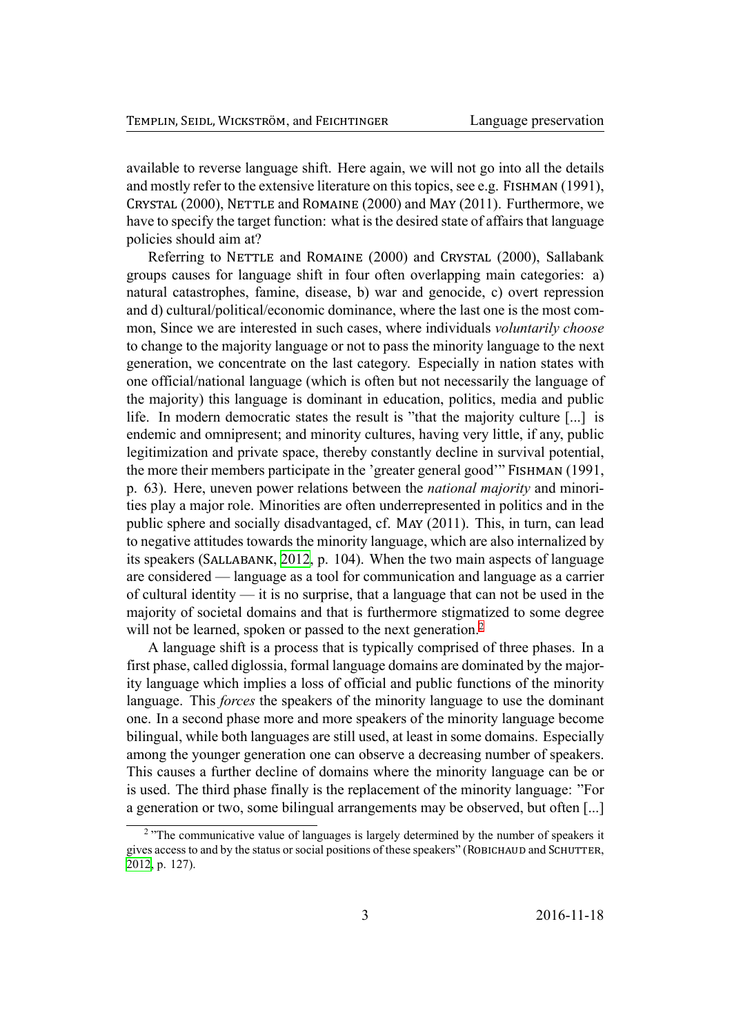available to reverse language shift. Here again, we will not go into all the details and mostly refer to the extensive literature on this topics, see e.g. FISHMAN (1991), CRYSTAL (2000), NETTLE and ROMAINE (2000) and MAY (2011). Furthermore, we have to specify the target function: what is the desired state of affairs that language policies should aim at?

Referring to NETTLE and ROMAINE (2000) and CRYSTAL (2000), Sallabank groups causes for language shift in four often overlapping main categories: a) natural catastrophes, famine, disease, b) war and genocide, c) overt repression and d) cultural/political/economic dominance, where the last one is the most common, Since we are interested in such cases, where individuals *voluntarily choose* to change to the majority language or not to pass the minority language to the next generation, we concentrate on the last category. Especially in nation states with one official/national language (which is often but not necessarily the language of the majority) this language is dominant in education, politics, media and public life. In modern democratic states the result is "that the majority culture [...] is endemic and omnipresent; and minority cultures, having very little, if any, public legitimization and private space, thereby constantly decline in survival potential, the more their members participate in the 'greater general good'" FISHMAN (1991, p. 63). Here, uneven power relations between the *national majority* and minorities play a major role. Minorities are often underrepresented in politics and in the public sphere and socially disadvantaged, cf. MAY (2011). This, in turn, can lead to negative attitudes towards the minority language, which are also internalized by its speakers (SALLABANK, 2012, p. 104). When the two main aspects of language are considered — language as a tool for communication and language as a carrier of cultural identity — it is no surprise, that a language that can not be used in the majority of societal domains and that is furthermore stigmatized to some degree will not be learned, spoken or passed to the next generation.[2]

A language shift is a process that is typically comprised of three phases. In a first phase, called diglossia, formal language domains are dominated by the majority language which implies a loss of official and public functions of the minority language. This *forces* the speakers of the minority language to use the dominant one. In a second phase more and more speakers of the minority language become bilingual, while both languages are still used, at least in some domains. Especially among the younger generation one can observe a decreasing number of speakers. This causes a further decline of domains where the minority language can be or is used. The third phase finally is the replacement of the minority language: "For a generation or two, some bilingual arrangements may be observed, but often [...]

[2] "The communicative value of languages is largely determined by the number of speakers it gives access to and by the status or social positions of these speakers" (ROBICHAUD and SCHUTTER, 2012, p. 127).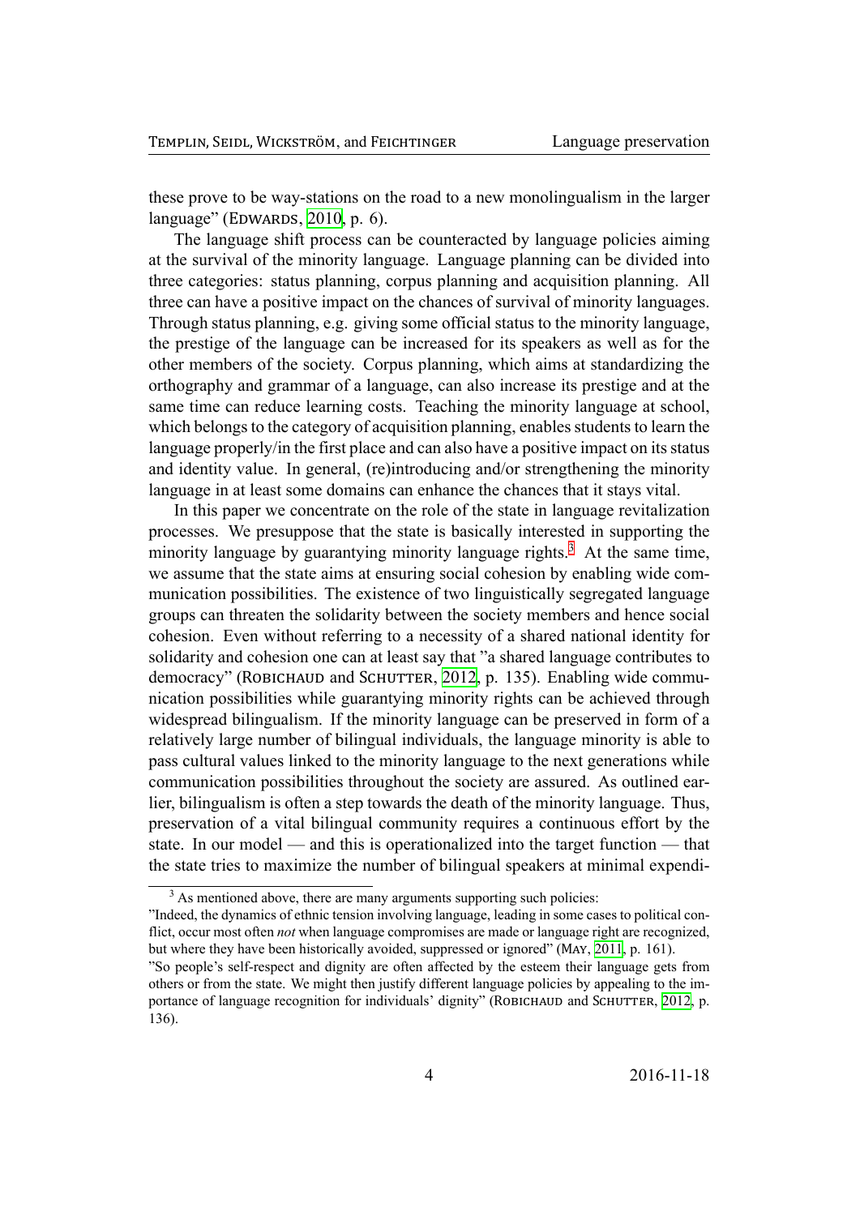these prove to be way-stations on the road to a new monolingualism in the larger language" (Edwards, 2010, p. 6).

The language shift process can be counteracted by language policies aiming at the survival of the minority language. Language planning can be divided into three categories: status planning, corpus planning and acquisition planning. All three can have a positive impact on the chances of survival of minority languages. Through status planning, e.g. giving some official status to the minority language, the prestige of the language can be increased for its speakers as well as for the other members of the society. Corpus planning, which aims at standardizing the orthography and grammar of a language, can also increase its prestige and at the same time can reduce learning costs. Teaching the minority language at school, which belongs to the category of acquisition planning, enables students to learn the language properly/in the first place and can also have a positive impact on its status and identity value. In general, (re)introducing and/or strengthening the minority language in at least some domains can enhance the chances that it stays vital.

In this paper we concentrate on the role of the state in language revitalization processes. We presuppose that the state is basically interested in supporting the minority language by guarantying minority language rights.[3] At the same time, we assume that the state aims at ensuring social cohesion by enabling wide communication possibilities. The existence of two linguistically segregated language groups can threaten the solidarity between the society members and hence social cohesion. Even without referring to a necessity of a shared national identity for solidarity and cohesion one can at least say that "a shared language contributes to democracy" (Robichaud and Schutter, 2012, p. 135). Enabling wide communication possibilities while guarantying minority rights can be achieved through widespread bilingualism. If the minority language can be preserved in form of a relatively large number of bilingual individuals, the language minority is able to pass cultural values linked to the minority language to the next generations while communication possibilities throughout the society are assured. As outlined earlier, bilingualism is often a step towards the death of the minority language. Thus, preservation of a vital bilingual community requires a continuous effort by the state. In our model — and this is operationalized into the target function — that the state tries to maximize the number of bilingual speakers at minimal expendi-

[3] As mentioned above, there are many arguments supporting such policies:
"Indeed, the dynamics of ethnic tension involving language, leading in some cases to political conflict, occur most often *not* when language compromises are made or language right are recognized, but where they have been historically avoided, suppressed or ignored" (May, 2011, p. 161).
"So people's self-respect and dignity are often affected by the esteem their language gets from others or from the state. We might then justify different language policies by appealing to the importance of language recognition for individuals' dignity" (Robichaud and Schutter, 2012, p. 136).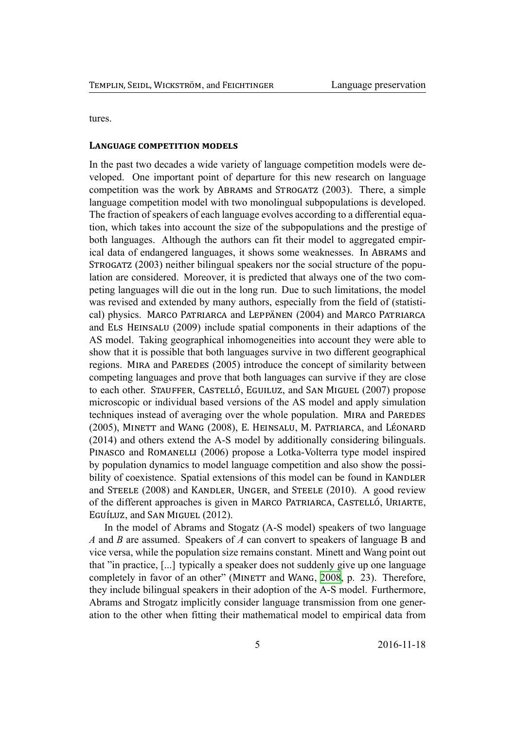tures.

### Language competition models

In the past two decades a wide variety of language competition models were developed. One important point of departure for this new research on language competition was the work by Abrams and Strogatz (2003). There, a simple language competition model with two monolingual subpopulations is developed. The fraction of speakers of each language evolves according to a differential equation, which takes into account the size of the subpopulations and the prestige of both languages. Although the authors can fit their model to aggregated empirical data of endangered languages, it shows some weaknesses. In Abrams and Strogatz (2003) neither bilingual speakers nor the social structure of the population are considered. Moreover, it is predicted that always one of the two competing languages will die out in the long run. Due to such limitations, the model was revised and extended by many authors, especially from the field of (statistical) physics. Marco Patriarca and Leppänen (2004) and Marco Patriarca and Els Heinsalu (2009) include spatial components in their adaptions of the AS model. Taking geographical inhomogeneities into account they were able to show that it is possible that both languages survive in two different geographical regions. Mira and Paredes (2005) introduce the concept of similarity between competing languages and prove that both languages can survive if they are close to each other. Stauffer, Castelló, Eguiluz, and San Miguel (2007) propose microscopic or individual based versions of the AS model and apply simulation techniques instead of averaging over the whole population. Mira and Paredes (2005), Minett and Wang (2008), E. Heinsalu, M. Patriarca, and Léonard (2014) and others extend the A-S model by additionally considering bilinguals. Pinasco and Romanelli (2006) propose a Lotka-Volterra type model inspired by population dynamics to model language competition and also show the possibility of coexistence. Spatial extensions of this model can be found in Kandler and Steele (2008) and Kandler, Unger, and Steele (2010). A good review of the different approaches is given in Marco Patriarca, Castelló, Uriarte, Eguíluz, and San Miguel (2012).

In the model of Abrams and Stogatz (A-S model) speakers of two language *A* and *B* are assumed. Speakers of *A* can convert to speakers of language B and vice versa, while the population size remains constant. Minett and Wang point out that "in practice, [...] typically a speaker does not suddenly give up one language completely in favor of an other" (Minett and Wang, 2008, p. 23). Therefore, they include bilingual speakers in their adoption of the A-S model. Furthermore, Abrams and Strogatz implicitly consider language transmission from one generation to the other when fitting their mathematical model to empirical data from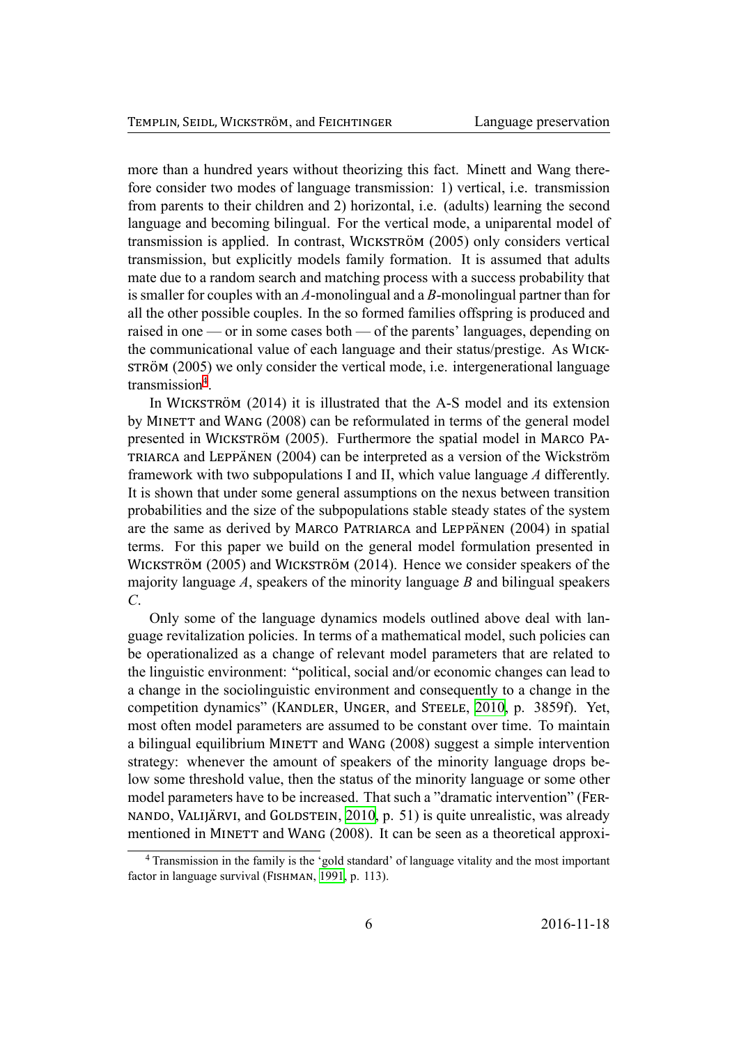more than a hundred years without theorizing this fact. Minett and Wang therefore consider two modes of language transmission: 1) vertical, i.e. transmission from parents to their children and 2) horizontal, i.e. (adults) learning the second language and becoming bilingual. For the vertical mode, a uniparental model of transmission is applied. In contrast, Wickström (2005) only considers vertical transmission, but explicitly models family formation. It is assumed that adults mate due to a random search and matching process with a success probability that is smaller for couples with an *A*-monolingual and a *B*-monolingual partner than for all the other possible couples. In the so formed families offspring is produced and raised in one — or in some cases both — of the parents' languages, depending on the communicational value of each language and their status/prestige. As Wickström (2005) we only consider the vertical mode, i.e. intergenerational language transmission[4].

In Wickström (2014) it is illustrated that the A-S model and its extension by Minett and Wang (2008) can be reformulated in terms of the general model presented in Wickström (2005). Furthermore the spatial model in Marco Patriarca and Leppänen (2004) can be interpreted as a version of the Wickström framework with two subpopulations I and II, which value language *A* differently. It is shown that under some general assumptions on the nexus between transition probabilities and the size of the subpopulations stable steady states of the system are the same as derived by Marco Patriarca and Leppänen (2004) in spatial terms. For this paper we build on the general model formulation presented in Wickström (2005) and Wickström (2014). Hence we consider speakers of the majority language *A*, speakers of the minority language *B* and bilingual speakers *C*.

Only some of the language dynamics models outlined above deal with language revitalization policies. In terms of a mathematical model, such policies can be operationalized as a change of relevant model parameters that are related to the linguistic environment: "political, social and/or economic changes can lead to a change in the sociolinguistic environment and consequently to a change in the competition dynamics" (Kandler, Unger, and Steele, 2010, p. 3859f). Yet, most often model parameters are assumed to be constant over time. To maintain a bilingual equilibrium Minett and Wang (2008) suggest a simple intervention strategy: whenever the amount of speakers of the minority language drops below some threshold value, then the status of the minority language or some other model parameters have to be increased. That such a "dramatic intervention" (Fernando, Valijärvi, and Goldstein, 2010, p. 51) is quite unrealistic, was already mentioned in Minett and Wang (2008). It can be seen as a theoretical approxi-

[4] Transmission in the family is the 'gold standard' of language vitality and the most important factor in language survival (Fishman, 1991, p. 113).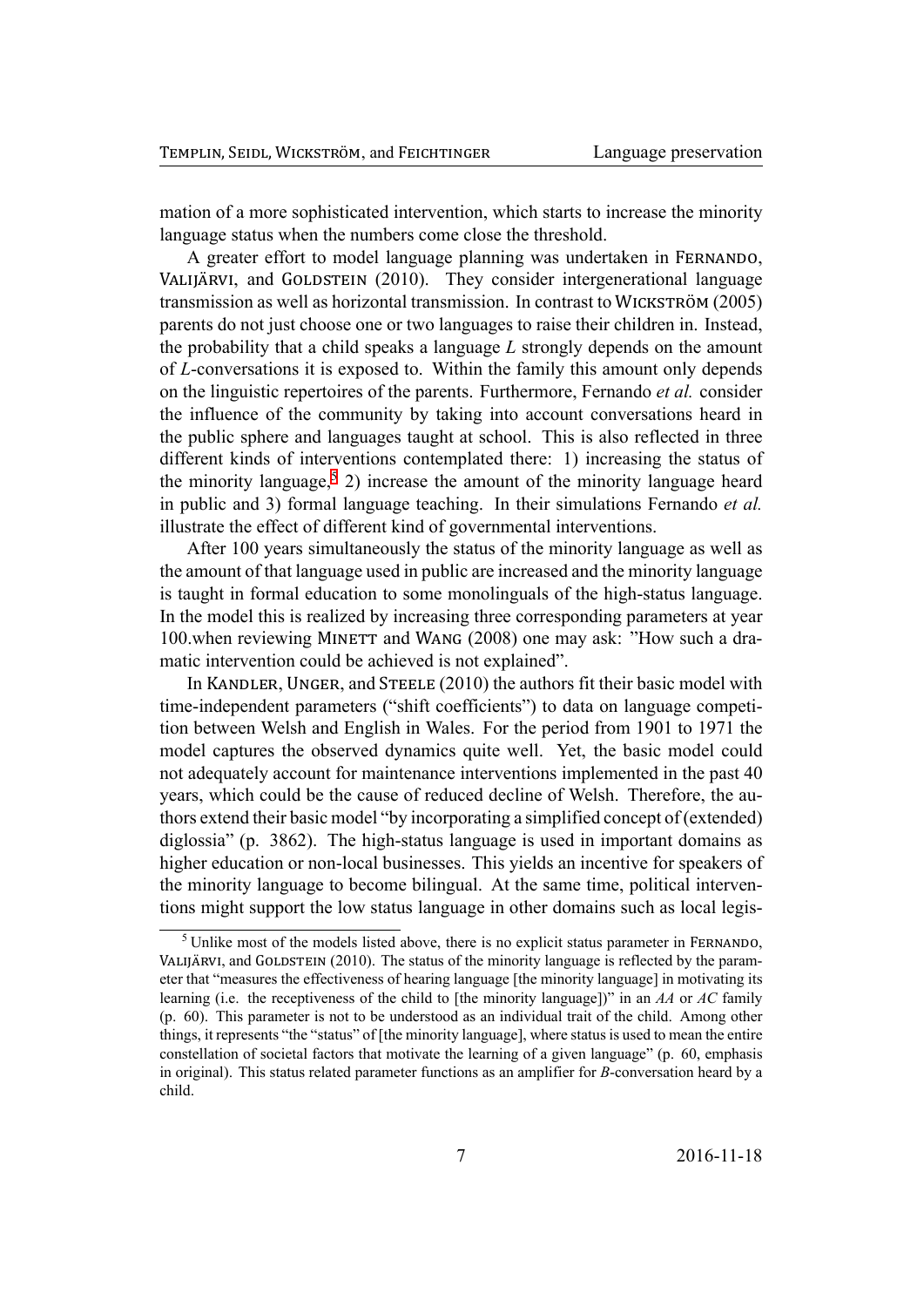mation of a more sophisticated intervention, which starts to increase the minority language status when the numbers come close the threshold.

A greater effort to model language planning was undertaken in FERNANDO, VALIJÄRVI, and GOLDSTEIN (2010). They consider intergenerational language transmission as well as horizontal transmission. In contrast to WICKSTRÖM (2005) parents do not just choose one or two languages to raise their children in. Instead, the probability that a child speaks a language *L* strongly depends on the amount of *L*-conversations it is exposed to. Within the family this amount only depends on the linguistic repertoires of the parents. Furthermore, Fernando *et al.* consider the influence of the community by taking into account conversations heard in the public sphere and languages taught at school. This is also reflected in three different kinds of interventions contemplated there: 1) increasing the status of the minority language,[5] 2) increase the amount of the minority language heard in public and 3) formal language teaching. In their simulations Fernando *et al.* illustrate the effect of different kind of governmental interventions.

After 100 years simultaneously the status of the minority language as well as the amount of that language used in public are increased and the minority language is taught in formal education to some monolinguals of the high-status language. In the model this is realized by increasing three corresponding parameters at year 100.when reviewing MINETT and WANG (2008) one may ask: "How such a dramatic intervention could be achieved is not explained".

In KANDLER, UNGER, and STEELE (2010) the authors fit their basic model with time-independent parameters ("shift coefficients") to data on language competition between Welsh and English in Wales. For the period from 1901 to 1971 the model captures the observed dynamics quite well. Yet, the basic model could not adequately account for maintenance interventions implemented in the past 40 years, which could be the cause of reduced decline of Welsh. Therefore, the authors extend their basic model "by incorporating a simplified concept of (extended) diglossia" (p. 3862). The high-status language is used in important domains as higher education or non-local businesses. This yields an incentive for speakers of the minority language to become bilingual. At the same time, political interventions might support the low status language in other domains such as local legis-

[5] Unlike most of the models listed above, there is no explicit status parameter in FERNANDO, VALIJÄRVI, and GOLDSTEIN (2010). The status of the minority language is reflected by the parameter that "measures the effectiveness of hearing language [the minority language] in motivating its learning (i.e. the receptiveness of the child to [the minority language])" in an *AA* or *AC* family (p. 60). This parameter is not to be understood as an individual trait of the child. Among other things, it represents "the "status" of [the minority language], where status is used to mean the entire constellation of societal factors that motivate the learning of a given language" (p. 60, emphasis in original). This status related parameter functions as an amplifier for *B*-conversation heard by a child.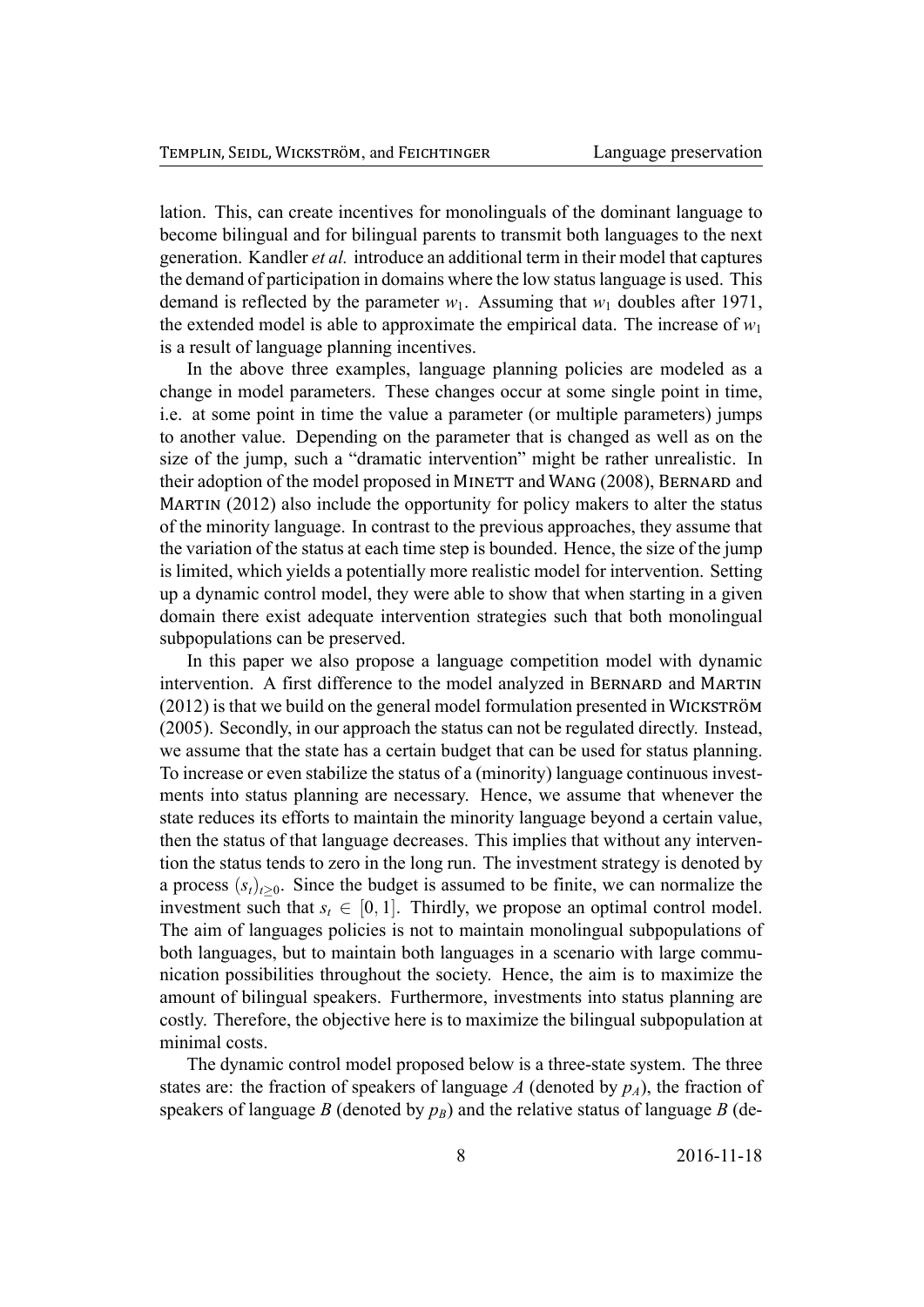lation. This, can create incentives for monolinguals of the dominant language to become bilingual and for bilingual parents to transmit both languages to the next generation. Kandler *et al.* introduce an additional term in their model that captures the demand of participation in domains where the low status language is used. This demand is reflected by the parameter $w_1$. Assuming that $w_1$ doubles after 1971, the extended model is able to approximate the empirical data. The increase of $w_1$ is a result of language planning incentives.

In the above three examples, language planning policies are modeled as a change in model parameters. These changes occur at some single point in time, i.e. at some point in time the value a parameter (or multiple parameters) jumps to another value. Depending on the parameter that is changed as well as on the size of the jump, such a "dramatic intervention" might be rather unrealistic. In their adoption of the model proposed in Minett and Wang (2008), Bernard and Martin (2012) also include the opportunity for policy makers to alter the status of the minority language. In contrast to the previous approaches, they assume that the variation of the status at each time step is bounded. Hence, the size of the jump is limited, which yields a potentially more realistic model for intervention. Setting up a dynamic control model, they were able to show that when starting in a given domain there exist adequate intervention strategies such that both monolingual subpopulations can be preserved.

In this paper we also propose a language competition model with dynamic intervention. A first difference to the model analyzed in Bernard and Martin (2012) is that we build on the general model formulation presented in Wickström (2005). Secondly, in our approach the status can not be regulated directly. Instead, we assume that the state has a certain budget that can be used for status planning. To increase or even stabilize the status of a (minority) language continuous investments into status planning are necessary. Hence, we assume that whenever the state reduces its efforts to maintain the minority language beyond a certain value, then the status of that language decreases. This implies that without any intervention the status tends to zero in the long run. The investment strategy is denoted by a process $(s_t)_{t \geq 0}$. Since the budget is assumed to be finite, we can normalize the investment such that $s_t \in [0, 1]$. Thirdly, we propose an optimal control model. The aim of languages policies is not to maintain monolingual subpopulations of both languages, but to maintain both languages in a scenario with large communication possibilities throughout the society. Hence, the aim is to maximize the amount of bilingual speakers. Furthermore, investments into status planning are costly. Therefore, the objective here is to maximize the bilingual subpopulation at minimal costs.

The dynamic control model proposed below is a three-state system. The three states are: the fraction of speakers of language $A$ (denoted by $p_A$), the fraction of speakers of language $B$ (denoted by $p_B$) and the relative status of language $B$ (de-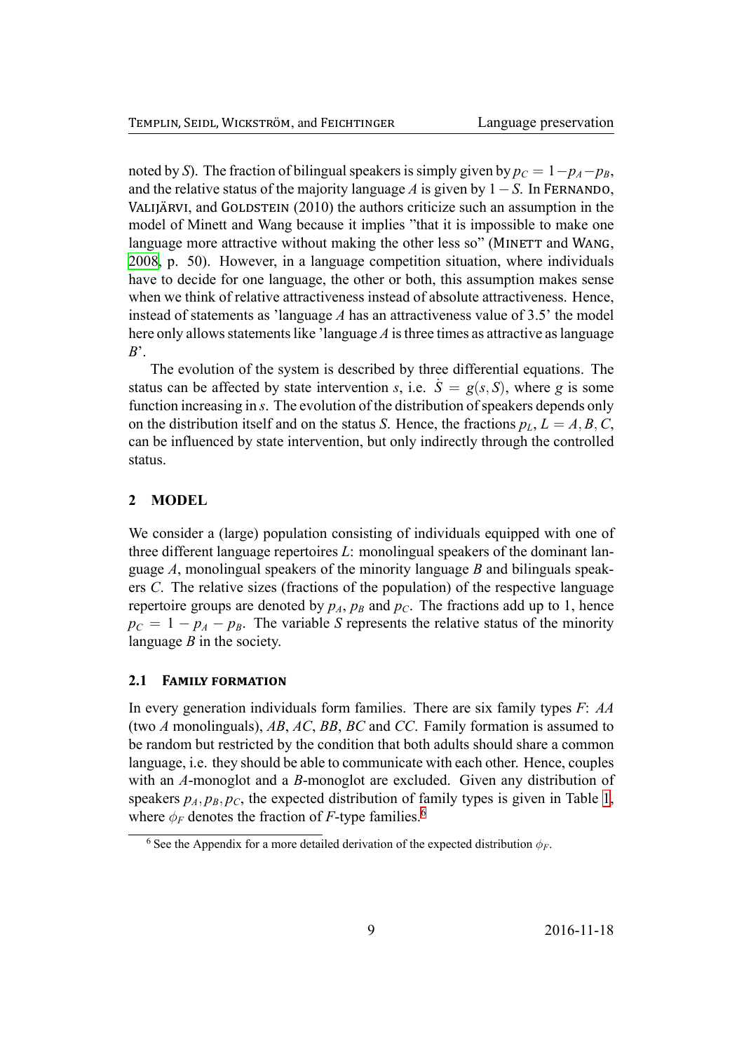noted by *S*). The fraction of bilingual speakers is simply given by $p_C = 1 - p_A - p_B$, and the relative status of the majority language *A* is given by $1 - S$. In Fernando, Valijärvi, and Goldstein (2010) the authors criticize such an assumption in the model of Minett and Wang because it implies "that it is impossible to make one language more attractive without making the other less so" (Minett and Wang, 2008, p. 50). However, in a language competition situation, where individuals have to decide for one language, the other or both, this assumption makes sense when we think of relative attractiveness instead of absolute attractiveness. Hence, instead of statements as 'language *A* has an attractiveness value of 3.5' the model here only allows statements like 'language *A* is three times as attractive as language *B*'.

The evolution of the system is described by three differential equations. The status can be affected by state intervention *s*, i.e. $\dot{S} = g(s, S)$, where *g* is some function increasing in *s*. The evolution of the distribution of speakers depends only on the distribution itself and on the status *S*. Hence, the fractions $p_L$, $L = A, B, C$, can be influenced by state intervention, but only indirectly through the controlled status.

## 2 MODEL

We consider a (large) population consisting of individuals equipped with one of three different language repertoires *L*: monolingual speakers of the dominant language *A*, monolingual speakers of the minority language *B* and bilinguals speakers *C*. The relative sizes (fractions of the population) of the respective language repertoire groups are denoted by $p_A$, $p_B$ and $p_C$. The fractions add up to 1, hence $p_C = 1 - p_A - p_B$. The variable *S* represents the relative status of the minority language *B* in the society.

### 2.1 Family formation

In every generation individuals form families. There are six family types *F*: *AA* (two *A* monolinguals), *AB*, *AC*, *BB*, *BC* and *CC*. Family formation is assumed to be random but restricted by the condition that both adults should share a common language, i.e. they should be able to communicate with each other. Hence, couples with an *A*-monoglot and a *B*-monoglot are excluded. Given any distribution of speakers $p_A, p_B, p_C$, the expected distribution of family types is given in Table 1, where $\phi_F$ denotes the fraction of *F*-type families.[6]

[6] See the Appendix for a more detailed derivation of the expected distribution $\phi_F$.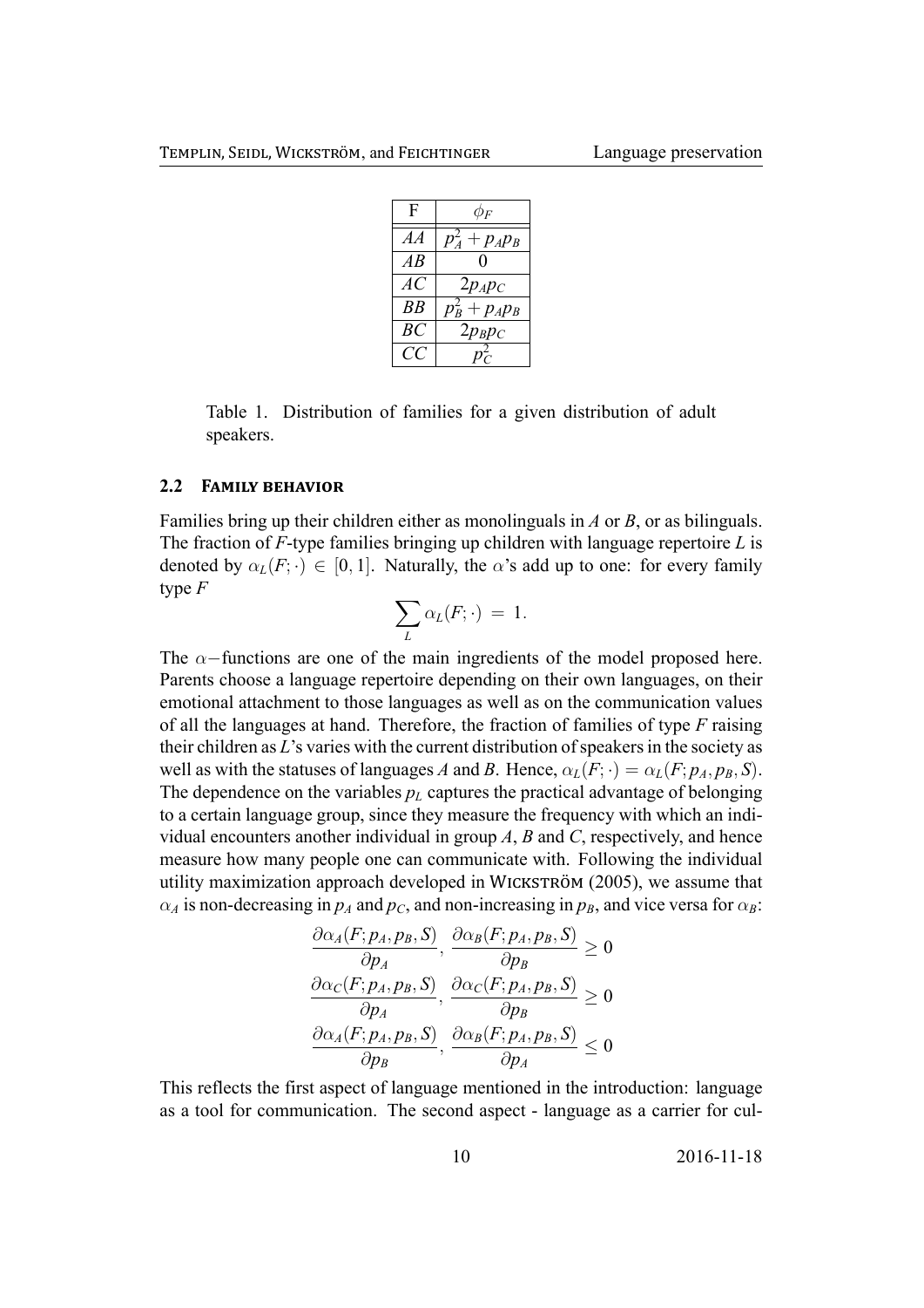| F | $\phi_F$ |
|---|---|
| $AA$ | $p_A^2 + p_A p_B$ |
| $AB$ | $0$ |
| $AC$ | $2p_A p_C$ |
| $BB$ | $p_B^2 + p_A p_B$ |
| $BC$ | $2p_B p_C$ |
| $CC$ | $p_C^2$ |

Table 1. Distribution of families for a given distribution of adult speakers.

### 2.2 Family behavior

Families bring up their children either as monolinguals in $A$ or $B$, or as bilinguals. The fraction of $F$-type families bringing up children with language repertoire $L$ is denoted by $\alpha_L(F;\cdot) \in [0,1]$. Naturally, the $\alpha$'s add up to one: for every family type $F$

$$\sum_L \alpha_L(F;\cdot) = 1.$$

The $\alpha-$functions are one of the main ingredients of the model proposed here. Parents choose a language repertoire depending on their own languages, on their emotional attachment to those languages as well as on the communication values of all the languages at hand. Therefore, the fraction of families of type $F$ raising their children as $L$'s varies with the current distribution of speakers in the society as well as with the statuses of languages $A$ and $B$. Hence, $\alpha_L(F;\cdot) = \alpha_L(F;p_A,p_B,S)$. The dependence on the variables $p_L$ captures the practical advantage of belonging to a certain language group, since they measure the frequency with which an individual encounters another individual in group $A$, $B$ and $C$, respectively, and hence measure how many people one can communicate with. Following the individual utility maximization approach developed in Wickström (2005), we assume that $\alpha_A$ is non-decreasing in $p_A$ and $p_C$, and non-increasing in $p_B$, and vice versa for $\alpha_B$:

$$\frac{\partial \alpha_A(F;p_A,p_B,S)}{\partial p_A},\ \frac{\partial \alpha_B(F;p_A,p_B,S)}{\partial p_B} \geq 0$$

$$\frac{\partial \alpha_C(F;p_A,p_B,S)}{\partial p_A},\ \frac{\partial \alpha_C(F;p_A,p_B,S)}{\partial p_B} \geq 0$$

$$\frac{\partial \alpha_A(F;p_A,p_B,S)}{\partial p_B},\ \frac{\partial \alpha_B(F;p_A,p_B,S)}{\partial p_A} \leq 0$$

This reflects the first aspect of language mentioned in the introduction: language as a tool for communication. The second aspect - language as a carrier for cul-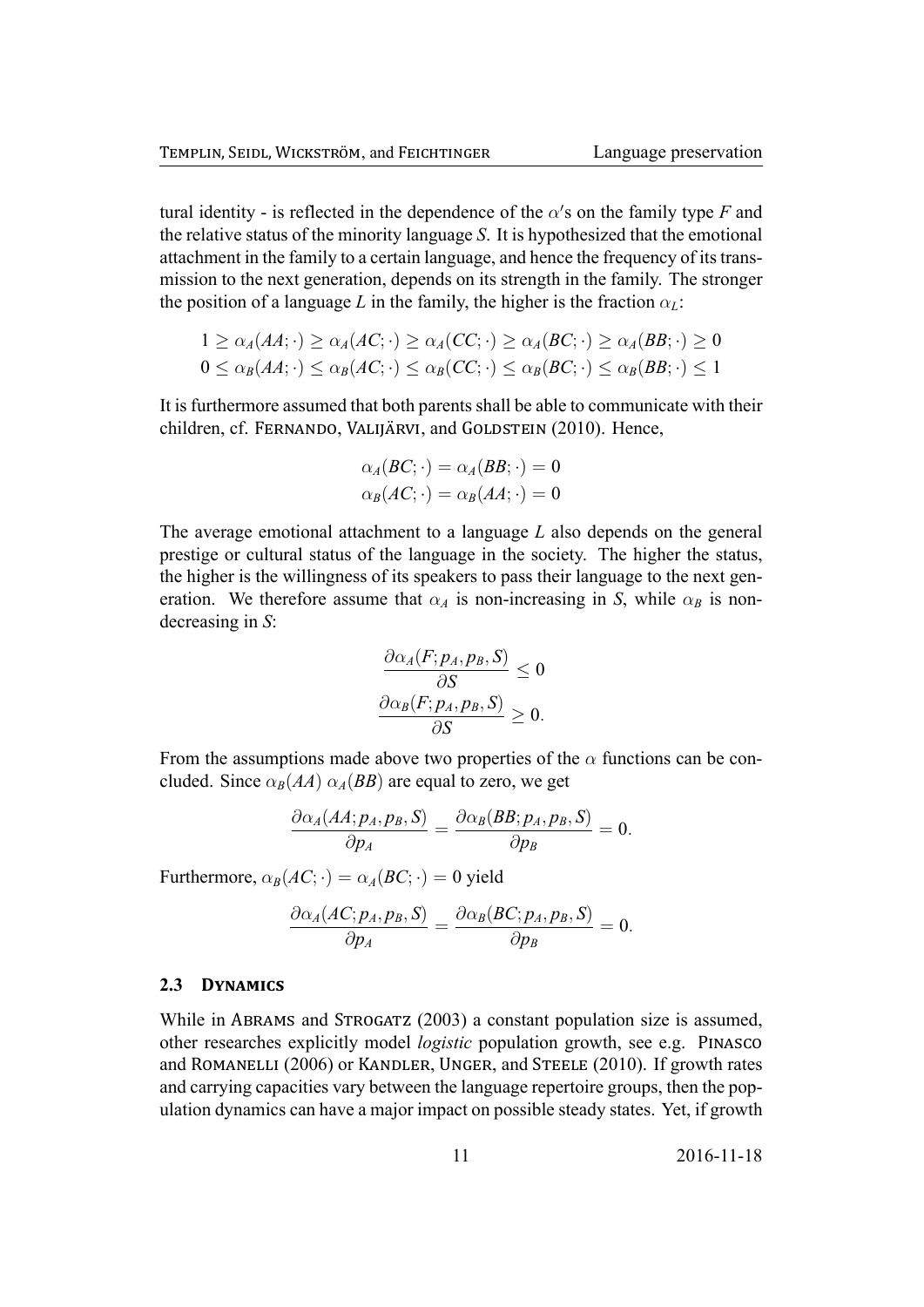tural identity - is reflected in the dependence of the $\alpha'$s on the family type $F$ and the relative status of the minority language $S$. It is hypothesized that the emotional attachment in the family to a certain language, and hence the frequency of its transmission to the next generation, depends on its strength in the family. The stronger the position of a language $L$ in the family, the higher is the fraction $\alpha_L$:

$$1 \geq \alpha_A(AA;\cdot) \geq \alpha_A(AC;\cdot) \geq \alpha_A(CC;\cdot) \geq \alpha_A(BC;\cdot) \geq \alpha_A(BB;\cdot) \geq 0$$
$$0 \leq \alpha_B(AA;\cdot) \leq \alpha_B(AC;\cdot) \leq \alpha_B(CC;\cdot) \leq \alpha_B(BC;\cdot) \leq \alpha_B(BB;\cdot) \leq 1$$

It is furthermore assumed that both parents shall be able to communicate with their children, cf. Fernando, Valijärvi, and Goldstein (2010). Hence,

$$\alpha_A(BC;\cdot) = \alpha_A(BB;\cdot) = 0$$
$$\alpha_B(AC;\cdot) = \alpha_B(AA;\cdot) = 0$$

The average emotional attachment to a language $L$ also depends on the general prestige or cultural status of the language in the society. The higher the status, the higher is the willingness of its speakers to pass their language to the next generation. We therefore assume that $\alpha_A$ is non-increasing in $S$, while $\alpha_B$ is non-decreasing in $S$:

$$\frac{\partial \alpha_A(F;p_A,p_B,S)}{\partial S} \leq 0$$
$$\frac{\partial \alpha_B(F;p_A,p_B,S)}{\partial S} \geq 0.$$

From the assumptions made above two properties of the $\alpha$ functions can be concluded. Since $\alpha_B(AA)$ $\alpha_A(BB)$ are equal to zero, we get

$$\frac{\partial \alpha_A(AA;p_A,p_B,S)}{\partial p_A} = \frac{\partial \alpha_B(BB;p_A,p_B,S)}{\partial p_B} = 0.$$

Furthermore, $\alpha_B(AC;\cdot) = \alpha_A(BC;\cdot) = 0$ yield

$$\frac{\partial \alpha_A(AC;p_A,p_B,S)}{\partial p_A} = \frac{\partial \alpha_B(BC;p_A,p_B,S)}{\partial p_B} = 0.$$

### 2.3 Dynamics

While in Abrams and Strogatz (2003) a constant population size is assumed, other researches explicitly model *logistic* population growth, see e.g. Pinasco and Romanelli (2006) or Kandler, Unger, and Steele (2010). If growth rates and carrying capacities vary between the language repertoire groups, then the population dynamics can have a major impact on possible steady states. Yet, if growth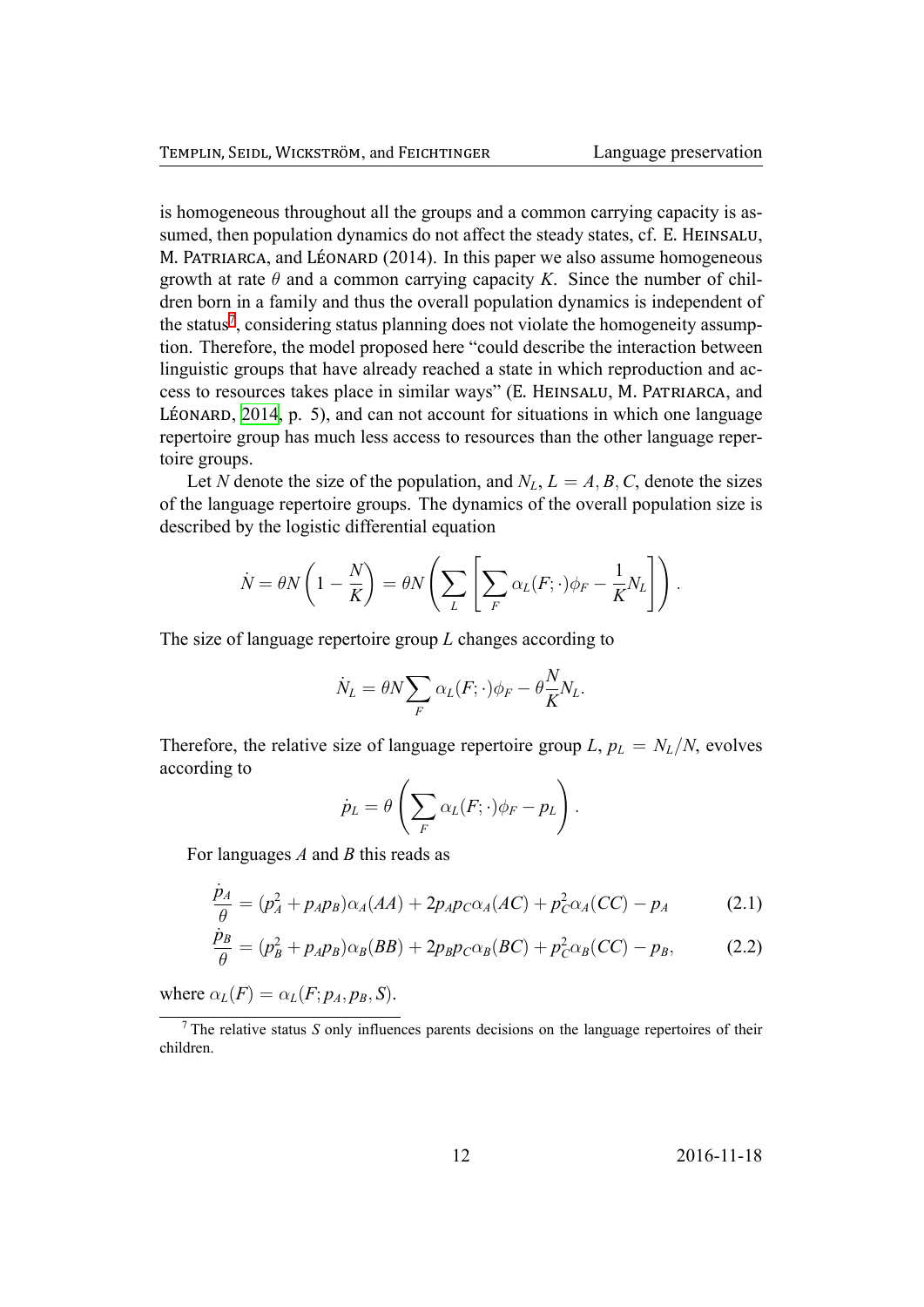is homogeneous throughout all the groups and a common carrying capacity is assumed, then population dynamics do not affect the steady states, cf. E. Heinsalu, M. Patriarca, and Léonard (2014). In this paper we also assume homogeneous growth at rate $\theta$ and a common carrying capacity $K$. Since the number of children born in a family and thus the overall population dynamics is independent of the status[7], considering status planning does not violate the homogeneity assumption. Therefore, the model proposed here "could describe the interaction between linguistic groups that have already reached a state in which reproduction and access to resources takes place in similar ways" (E. Heinsalu, M. Patriarca, and Léonard, 2014, p. 5), and can not account for situations in which one language repertoire group has much less access to resources than the other language repertoire groups.

Let $N$ denote the size of the population, and $N_L$, $L = A, B, C$, denote the sizes of the language repertoire groups. The dynamics of the overall population size is described by the logistic differential equation

$$\dot{N} = \theta N \left(1 - \frac{N}{K}\right) = \theta N \left( \sum_L \left[ \sum_F \alpha_L(F; \cdot)\phi_F - \frac{1}{K} N_L \right] \right).$$

The size of language repertoire group $L$ changes according to

$$\dot{N}_L = \theta N \sum_F \alpha_L(F; \cdot)\phi_F - \theta \frac{N}{K} N_L.$$

Therefore, the relative size of language repertoire group $L$, $p_L = N_L/N$, evolves according to

$$\dot{p}_L = \theta \left( \sum_F \alpha_L(F; \cdot)\phi_F - p_L \right).$$

For languages $A$ and $B$ this reads as

$$\frac{\dot{p}_A}{\theta} = (p_A^2 + p_A p_B)\alpha_A(AA) + 2p_A p_C \alpha_A(AC) + p_C^2 \alpha_A(CC) - p_A \tag{2.1}$$

$$\frac{\dot{p}_B}{\theta} = (p_B^2 + p_A p_B)\alpha_B(BB) + 2p_B p_C \alpha_B(BC) + p_C^2 \alpha_B(CC) - p_B, \tag{2.2}$$

where $\alpha_L(F) = \alpha_L(F; p_A, p_B, S)$.

[7] The relative status $S$ only influences parents decisions on the language repertoires of their children.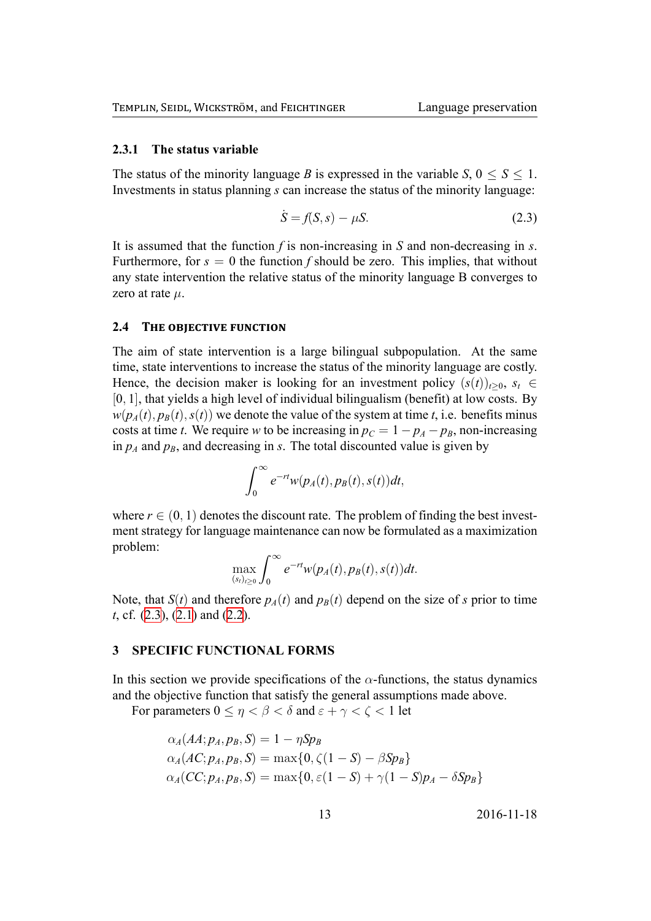### 2.3.1 The status variable

The status of the minority language $B$ is expressed in the variable $S$, $0 \leq S \leq 1$. Investments in status planning $s$ can increase the status of the minority language:

$$\dot{S} = f(S, s) - \mu S. \tag{2.3}$$

It is assumed that the function $f$ is non-increasing in $S$ and non-decreasing in $s$. Furthermore, for $s = 0$ the function $f$ should be zero. This implies, that without any state intervention the relative status of the minority language B converges to zero at rate $\mu$.

## 2.4 The objective function

The aim of state intervention is a large bilingual subpopulation. At the same time, state interventions to increase the status of the minority language are costly. Hence, the decision maker is looking for an investment policy $(s(t))_{t\geq 0}$, $s_t \in [0, 1]$, that yields a high level of individual bilingualism (benefit) at low costs. By $w(p_A(t), p_B(t), s(t))$ we denote the value of the system at time $t$, i.e. benefits minus costs at time $t$. We require $w$ to be increasing in $p_C = 1 - p_A - p_B$, non-increasing in $p_A$ and $p_B$, and decreasing in $s$. The total discounted value is given by

$$\int_0^\infty e^{-rt} w(p_A(t), p_B(t), s(t)) dt,$$

where $r \in (0, 1)$ denotes the discount rate. The problem of finding the best investment strategy for language maintenance can now be formulated as a maximization problem:

$$\max_{(s_t)_{t\geq 0}} \int_0^\infty e^{-rt} w(p_A(t), p_B(t), s(t)) dt.$$

Note, that $S(t)$ and therefore $p_A(t)$ and $p_B(t)$ depend on the size of $s$ prior to time $t$, cf. (2.3), (2.1) and (2.2).

# 3 SPECIFIC FUNCTIONAL FORMS

In this section we provide specifications of the $\alpha$-functions, the status dynamics and the objective function that satisfy the general assumptions made above.

For parameters $0 \leq \eta < \beta < \delta$ and $\varepsilon + \gamma < \zeta < 1$ let

$$\begin{aligned}
\alpha_A(AA; p_A, p_B, S) &= 1 - \eta S p_B \\
\alpha_A(AC; p_A, p_B, S) &= \max\{0, \zeta(1 - S) - \beta S p_B\} \\
\alpha_A(CC; p_A, p_B, S) &= \max\{0, \varepsilon(1 - S) + \gamma(1 - S) p_A - \delta S p_B\}
\end{aligned}$$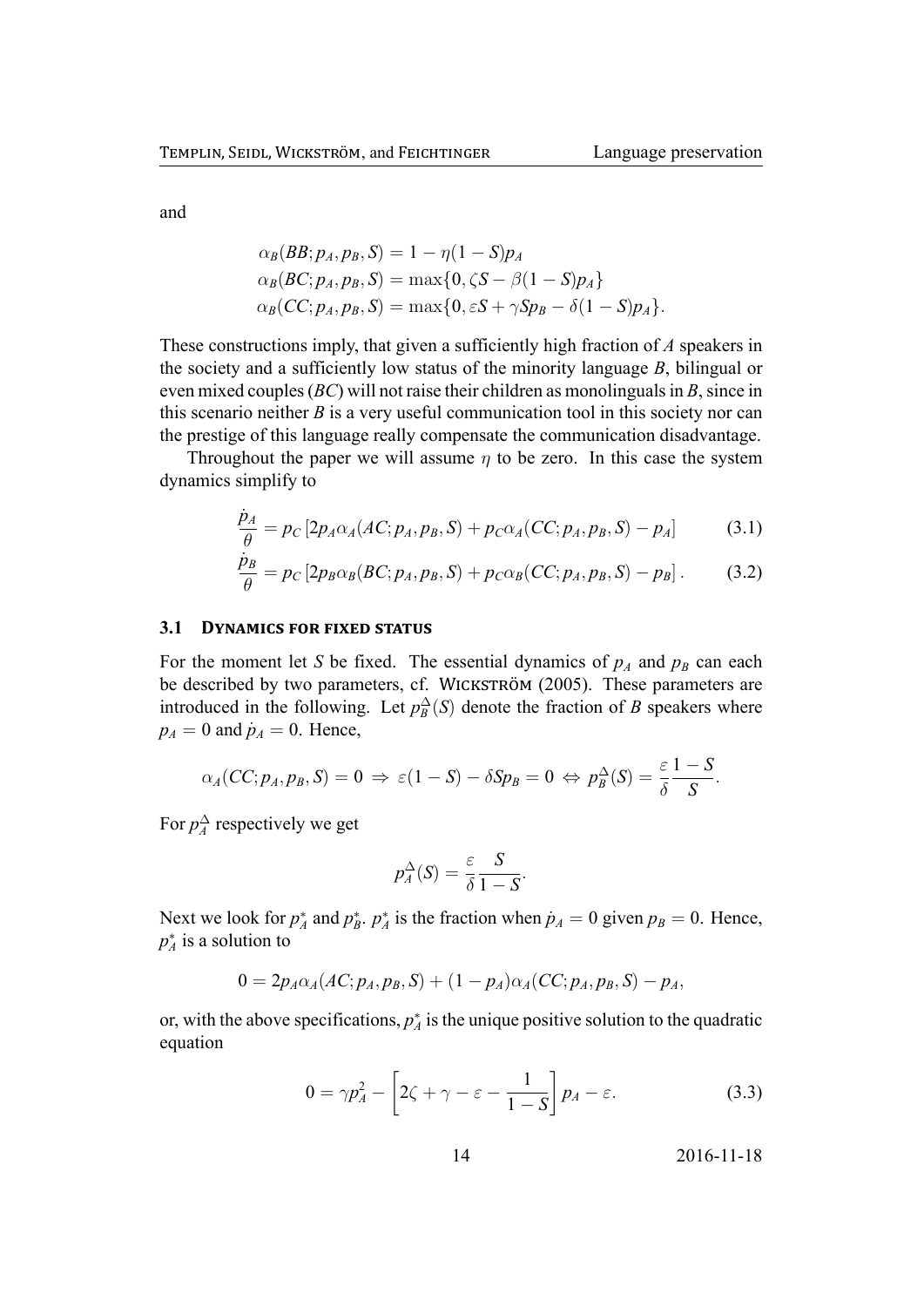and

$$
\begin{aligned}
\alpha_B(BB; p_A, p_B, S) &= 1 - \eta(1-S)p_A \\
\alpha_B(BC; p_A, p_B, S) &= \max\{0, \zeta S - \beta(1-S)p_A\} \\
\alpha_B(CC; p_A, p_B, S) &= \max\{0, \varepsilon S + \gamma S p_B - \delta(1-S)p_A\}.
\end{aligned}
$$

These constructions imply, that given a sufficiently high fraction of $A$ speakers in the society and a sufficiently low status of the minority language $B$, bilingual or even mixed couples ($BC$) will not raise their children as monolinguals in $B$, since in this scenario neither $B$ is a very useful communication tool in this society nor can the prestige of this language really compensate the communication disadvantage.

Throughout the paper we will assume $\eta$ to be zero. In this case the system dynamics simplify to

$$
\frac{\dot{p}_A}{\theta} = p_C \left[2p_A \alpha_A(AC; p_A, p_B, S) + p_C \alpha_A(CC; p_A, p_B, S) - p_A\right] \tag{3.1}
$$

$$
\frac{\dot{p}_B}{\theta} = p_C \left[2p_B \alpha_B(BC; p_A, p_B, S) + p_C \alpha_B(CC; p_A, p_B, S) - p_B\right]. \tag{3.2}
$$

### 3.1 Dynamics for fixed status

For the moment let $S$ be fixed. The essential dynamics of $p_A$ and $p_B$ can each be described by two parameters, cf. Wickström (2005). These parameters are introduced in the following. Let $p_B^{\Delta}(S)$ denote the fraction of $B$ speakers where $p_A = 0$ and $\dot{p}_A = 0$. Hence,

$$
\alpha_A(CC; p_A, p_B, S) = 0 \;\Rightarrow\; \varepsilon(1-S) - \delta S p_B = 0 \;\Leftrightarrow\; p_B^{\Delta}(S) = \frac{\varepsilon}{\delta}\frac{1-S}{S}.
$$

For $p_A^{\Delta}$ respectively we get

$$
p_A^{\Delta}(S) = \frac{\varepsilon}{\delta}\frac{S}{1-S}.
$$

Next we look for $p_A^*$ and $p_B^*$. $p_A^*$ is the fraction when $\dot{p}_A = 0$ given $p_B = 0$. Hence, $p_A^*$ is a solution to

$$
0 = 2p_A \alpha_A(AC; p_A, p_B, S) + (1-p_A)\alpha_A(CC; p_A, p_B, S) - p_A,
$$

or, with the above specifications, $p_A^*$ is the unique positive solution to the quadratic equation

$$
0 = \gamma p_A^2 - \left[2\zeta + \gamma - \varepsilon - \frac{1}{1-S}\right] p_A - \varepsilon. \tag{3.3}
$$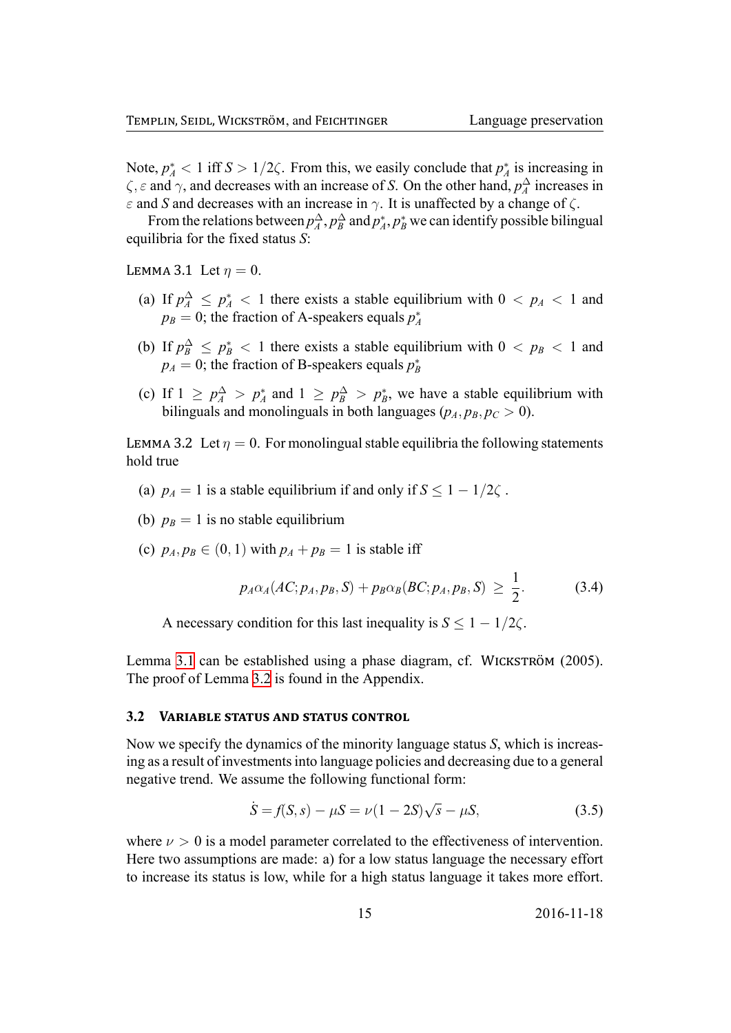Note, $p_A^* < 1$ iff $S > 1/2\zeta$. From this, we easily conclude that $p_A^*$ is increasing in $\zeta, \varepsilon$ and $\gamma$, and decreases with an increase of $S$. On the other hand, $p_A^\Delta$ increases in $\varepsilon$ and $S$ and decreases with an increase in $\gamma$. It is unaffected by a change of $\zeta$.

From the relations between $p_A^\Delta, p_B^\Delta$ and $p_A^*, p_B^*$ we can identify possible bilingual equilibria for the fixed status $S$:

LEMMA 3.1 Let $\eta = 0$.

(a) If $p_A^\Delta \leq p_A^* < 1$ there exists a stable equilibrium with $0 < p_A < 1$ and $p_B = 0$; the fraction of A-speakers equals $p_A^*$

(b) If $p_B^\Delta \leq p_B^* < 1$ there exists a stable equilibrium with $0 < p_B < 1$ and $p_A = 0$; the fraction of B-speakers equals $p_B^*$

(c) If $1 \geq p_A^\Delta > p_A^*$ and $1 \geq p_B^\Delta > p_B^*$, we have a stable equilibrium with bilinguals and monolinguals in both languages ($p_A, p_B, p_C > 0$).

LEMMA 3.2 Let $\eta = 0$. For monolingual stable equilibria the following statements hold true

(a) $p_A = 1$ is a stable equilibrium if and only if $S \leq 1 - 1/2\zeta$ .

(b) $p_B = 1$ is no stable equilibrium

(c) $p_A, p_B \in (0, 1)$ with $p_A + p_B = 1$ is stable iff

$$p_A \alpha_A(AC; p_A, p_B, S) + p_B \alpha_B(BC; p_A, p_B, S) \geq \frac{1}{2}. \tag{3.4}$$

A necessary condition for this last inequality is $S \leq 1 - 1/2\zeta$.

Lemma 3.1 can be established using a phase diagram, cf. WICKSTRÖM (2005). The proof of Lemma 3.2 is found in the Appendix.

### 3.2 VARIABLE STATUS AND STATUS CONTROL

Now we specify the dynamics of the minority language status $S$, which is increasing as a result of investments into language policies and decreasing due to a general negative trend. We assume the following functional form:

$$\dot{S} = f(S, s) - \mu S = \nu(1 - 2S)\sqrt{s} - \mu S, \tag{3.5}$$

where $\nu > 0$ is a model parameter correlated to the effectiveness of intervention. Here two assumptions are made: a) for a low status language the necessary effort to increase its status is low, while for a high status language it takes more effort.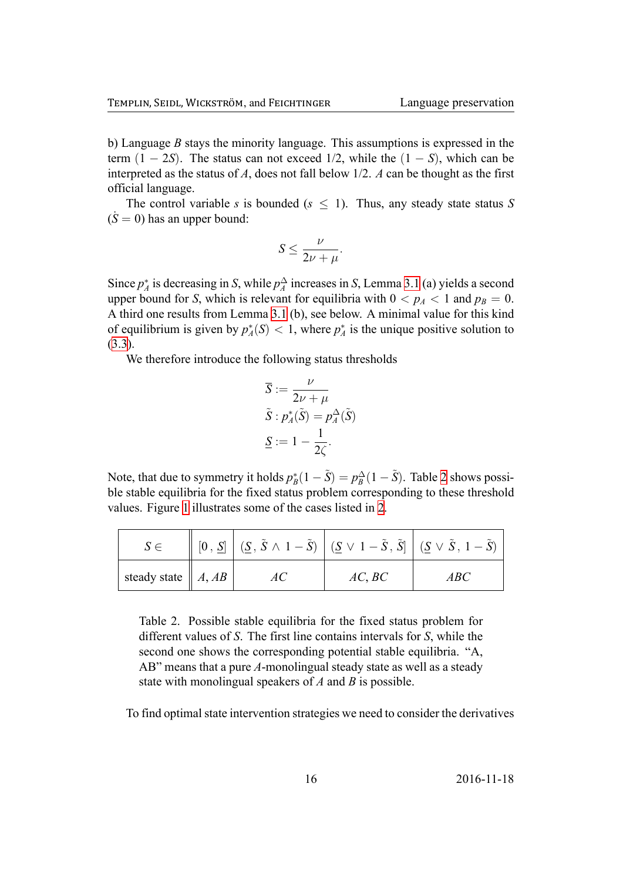b) Language $B$ stays the minority language. This assumptions is expressed in the term $(1 - 2S)$. The status can not exceed 1/2, while the $(1 - S)$, which can be interpreted as the status of $A$, does not fall below 1/2. $A$ can be thought as the first official language.

The control variable $s$ is bounded ($s \leq 1$). Thus, any steady state status $S$ ($\dot{S} = 0$) has an upper bound:

$$S \leq \frac{\nu}{2\nu + \mu}.$$

Since $p_A^*$ is decreasing in $S$, while $p_A^\Delta$ increases in $S$, Lemma 3.1 (a) yields a second upper bound for $S$, which is relevant for equilibria with $0 < p_A < 1$ and $p_B = 0$. A third one results from Lemma 3.1 (b), see below. A minimal value for this kind of equilibrium is given by $p_A^*(S) < 1$, where $p_A^*$ is the unique positive solution to (3.3).

We therefore introduce the following status thresholds

$$\overline{S} := \frac{\nu}{2\nu + \mu}$$
$$\tilde{S} : p_A^*(\tilde{S}) = p_A^\Delta(\tilde{S})$$
$$\underline{S} := 1 - \frac{1}{2\zeta}.$$

Note, that due to symmetry it holds $p_B^*(1 - \tilde{S}) = p_B^\Delta(1 - \tilde{S})$. Table 2 shows possible stable equilibria for the fixed status problem corresponding to these threshold values. Figure 1 illustrates some of the cases listed in 2.

| $S \in$ | $[0\,,\,\underline{S}]$ | $(\underline{S}\,,\,\tilde{S} \wedge 1 - \tilde{S})$ | $(\underline{S} \vee 1 - \tilde{S}\,,\,\tilde{S}]$ | $(\underline{S} \vee \tilde{S}\,,\,1 - \tilde{S})$ |
|---|---|---|---|---|
| steady state | $A$, $AB$ | $AC$ | $AC$, $BC$ | $ABC$ |

Table 2. Possible stable equilibria for the fixed status problem for different values of $S$. The first line contains intervals for $S$, while the second one shows the corresponding potential stable equilibria. "A, AB" means that a pure $A$-monolingual steady state as well as a steady state with monolingual speakers of $A$ and $B$ is possible.

To find optimal state intervention strategies we need to consider the derivatives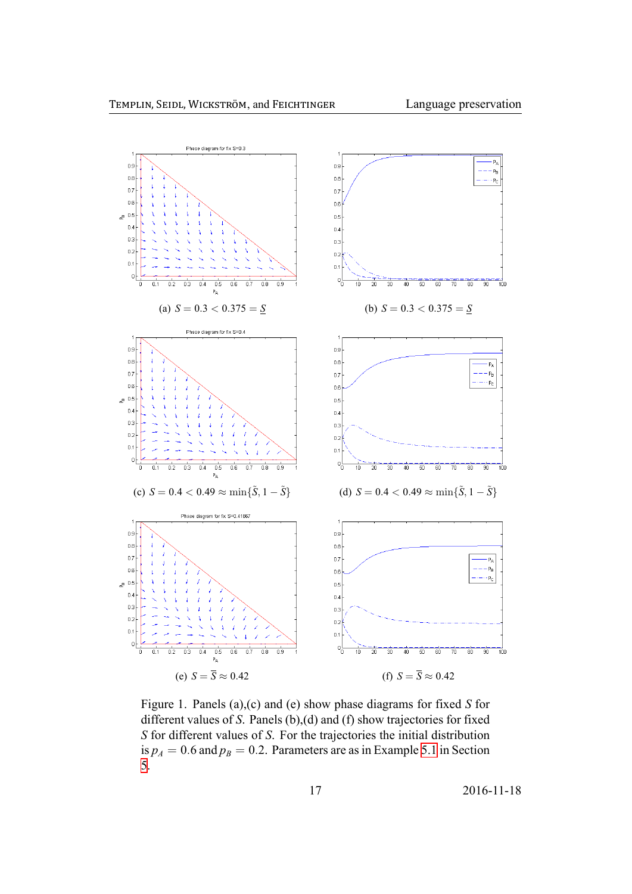(a) $S = 0.3 < 0.375 = \underline{S}$

(b) $S = 0.3 < 0.375 = \underline{S}$

(c) $S = 0.4 < 0.49 \approx \min\{\tilde{S}, 1 - \tilde{S}\}$

(d) $S = 0.4 < 0.49 \approx \min\{\tilde{S}, 1 - \tilde{S}\}$

(e) $S = \overline{S} \approx 0.42$

(f) $S = \overline{S} \approx 0.42$

Figure 1. Panels (a),(c) and (e) show phase diagrams for fixed $S$ for different values of $S$. Panels (b),(d) and (f) show trajectories for fixed $S$ for different values of $S$. For the trajectories the initial distribution is $p_A = 0.6$ and $p_B = 0.2$. Parameters are as in Example 5.1 in Section 5.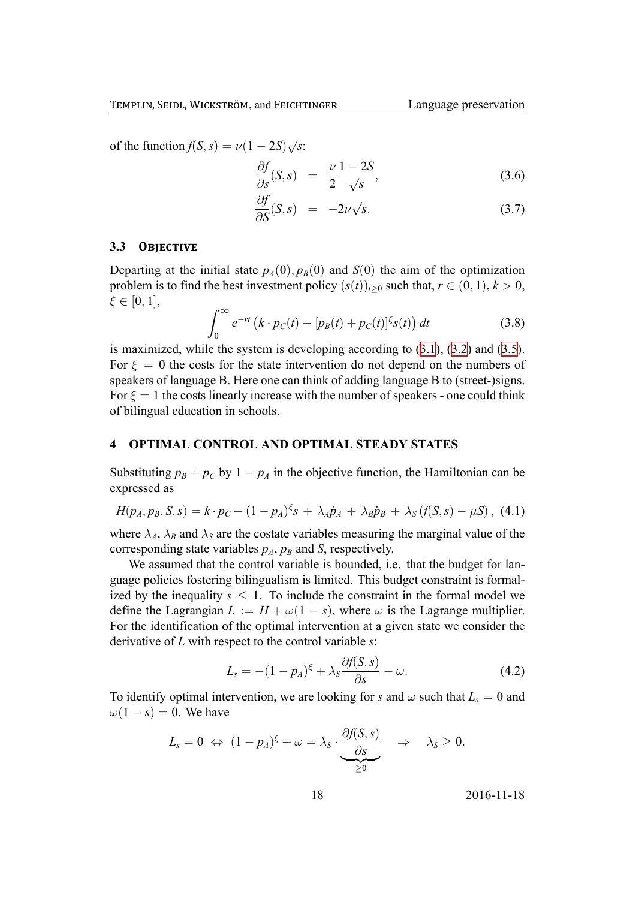of the function $f(S,s) = \nu(1-2S)\sqrt{s}$:

$$\frac{\partial f}{\partial s}(S,s) = \frac{\nu}{2}\frac{1-2S}{\sqrt{s}}, \tag{3.6}$$

$$\frac{\partial f}{\partial S}(S,s) = -2\nu\sqrt{s}. \tag{3.7}$$

### 3.3 Objective

Departing at the initial state $p_A(0), p_B(0)$ and $S(0)$ the aim of the optimization problem is to find the best investment policy $(s(t))_{t\geq 0}$ such that, $r \in (0,1)$, $k > 0$, $\xi \in [0,1]$,

$$\int_0^\infty e^{-rt}\left(k \cdot p_C(t) - [p_B(t) + p_C(t)]^\xi s(t)\right) dt \tag{3.8}$$

is maximized, while the system is developing according to (3.1), (3.2) and (3.5). For $\xi = 0$ the costs for the state intervention do not depend on the numbers of speakers of language B. Here one can think of adding language B to (street-)signs. For $\xi = 1$ the costs linearly increase with the number of speakers - one could think of bilingual education in schools.

## 4 OPTIMAL CONTROL AND OPTIMAL STEADY STATES

Substituting $p_B + p_C$ by $1 - p_A$ in the objective function, the Hamiltonian can be expressed as

$$H(p_A, p_B, S, s) = k \cdot p_C - (1-p_A)^\xi s + \lambda_A \dot{p}_A + \lambda_B \dot{p}_B + \lambda_S \left(f(S,s) - \mu S\right), \tag{4.1}$$

where $\lambda_A$, $\lambda_B$ and $\lambda_S$ are the costate variables measuring the marginal value of the corresponding state variables $p_A$, $p_B$ and $S$, respectively.

We assumed that the control variable is bounded, i.e. that the budget for language policies fostering bilingualism is limited. This budget constraint is formalized by the inequality $s \leq 1$. To include the constraint in the formal model we define the Lagrangian $L := H + \omega(1-s)$, where $\omega$ is the Lagrange multiplier. For the identification of the optimal intervention at a given state we consider the derivative of $L$ with respect to the control variable $s$:

$$L_s = -(1-p_A)^\xi + \lambda_S \frac{\partial f(S,s)}{\partial s} - \omega. \tag{4.2}$$

To identify optimal intervention, we are looking for $s$ and $\omega$ such that $L_s = 0$ and $\omega(1-s) = 0$. We have

$$L_s = 0 \;\Leftrightarrow\; (1-p_A)^\xi + \omega = \lambda_S \cdot \underbrace{\frac{\partial f(S,s)}{\partial s}}_{\geq 0} \quad \Rightarrow \quad \lambda_S \geq 0.$$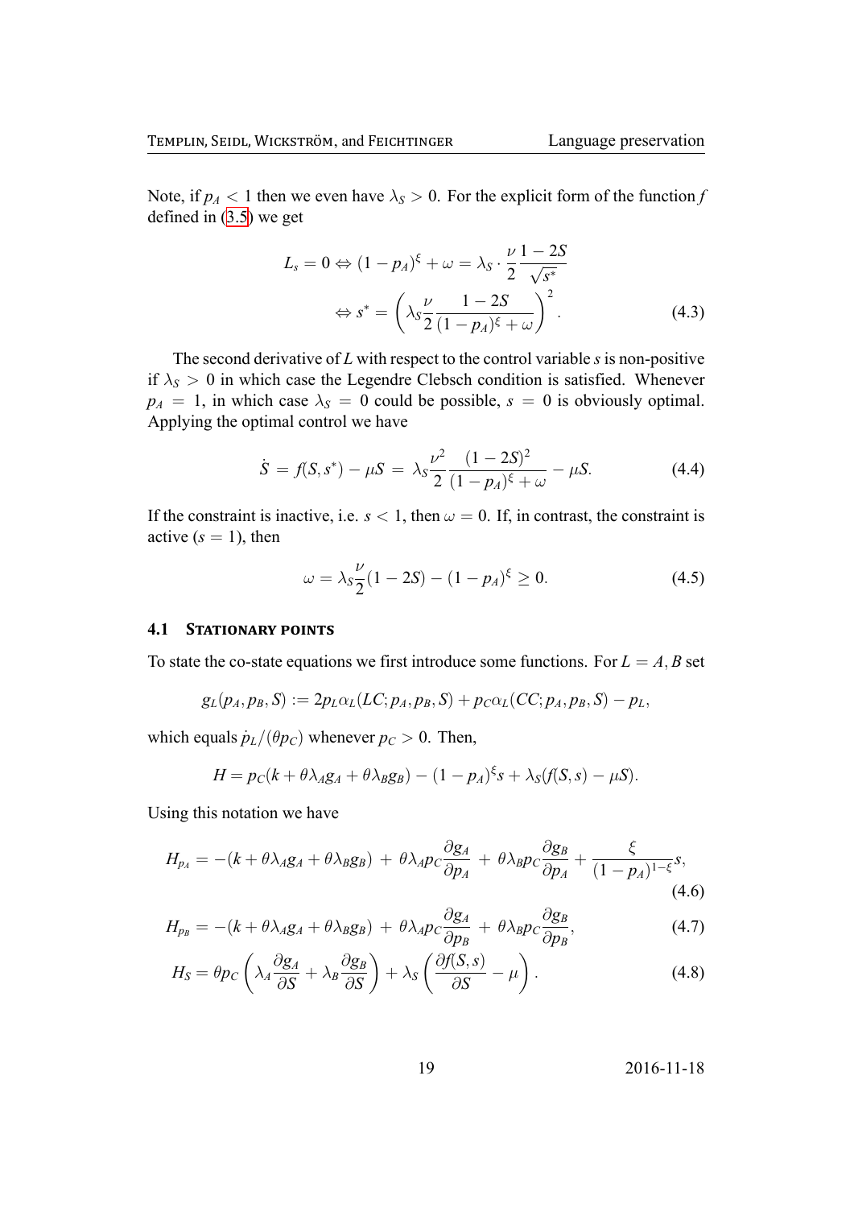Note, if $p_A < 1$ then we even have $\lambda_S > 0$. For the explicit form of the function $f$ defined in (3.5) we get

$$L_s = 0 \Leftrightarrow (1 - p_A)^\xi + \omega = \lambda_S \cdot \frac{\nu}{2} \frac{1 - 2S}{\sqrt{s^*}}$$

$$\Leftrightarrow s^* = \left( \lambda_S \frac{\nu}{2} \frac{1 - 2S}{(1 - p_A)^\xi + \omega} \right)^2. \tag{4.3}$$

The second derivative of $L$ with respect to the control variable $s$ is non-positive if $\lambda_S > 0$ in which case the Legendre Clebsch condition is satisfied. Whenever $p_A = 1$, in which case $\lambda_S = 0$ could be possible, $s = 0$ is obviously optimal. Applying the optimal control we have

$$\dot{S} = f(S, s^*) - \mu S = \lambda_S \frac{\nu^2}{2} \frac{(1 - 2S)^2}{(1 - p_A)^\xi + \omega} - \mu S. \tag{4.4}$$

If the constraint is inactive, i.e. $s < 1$, then $\omega = 0$. If, in contrast, the constraint is active ($s = 1$), then

$$\omega = \lambda_S \frac{\nu}{2} (1 - 2S) - (1 - p_A)^\xi \geq 0. \tag{4.5}$$

### 4.1 Stationary points

To state the co-state equations we first introduce some functions. For $L = A, B$ set

$$g_L(p_A, p_B, S) := 2 p_L \alpha_L(LC; p_A, p_B, S) + p_C \alpha_L(CC; p_A, p_B, S) - p_L,$$

which equals $\dot{p}_L / (\theta p_C)$ whenever $p_C > 0$. Then,

$$H = p_C (k + \theta \lambda_A g_A + \theta \lambda_B g_B) - (1 - p_A)^\xi s + \lambda_S (f(S, s) - \mu S).$$

Using this notation we have

$$H_{p_A} = -(k + \theta \lambda_A g_A + \theta \lambda_B g_B) + \theta \lambda_A p_C \frac{\partial g_A}{\partial p_A} + \theta \lambda_B p_C \frac{\partial g_B}{\partial p_A} + \frac{\xi}{(1 - p_A)^{1 - \xi}} s, \tag{4.6}$$

$$H_{p_B} = -(k + \theta \lambda_A g_A + \theta \lambda_B g_B) + \theta \lambda_A p_C \frac{\partial g_A}{\partial p_B} + \theta \lambda_B p_C \frac{\partial g_B}{\partial p_B}, \tag{4.7}$$

$$H_S = \theta p_C \left( \lambda_A \frac{\partial g_A}{\partial S} + \lambda_B \frac{\partial g_B}{\partial S} \right) + \lambda_S \left( \frac{\partial f(S, s)}{\partial S} - \mu \right). \tag{4.8}$$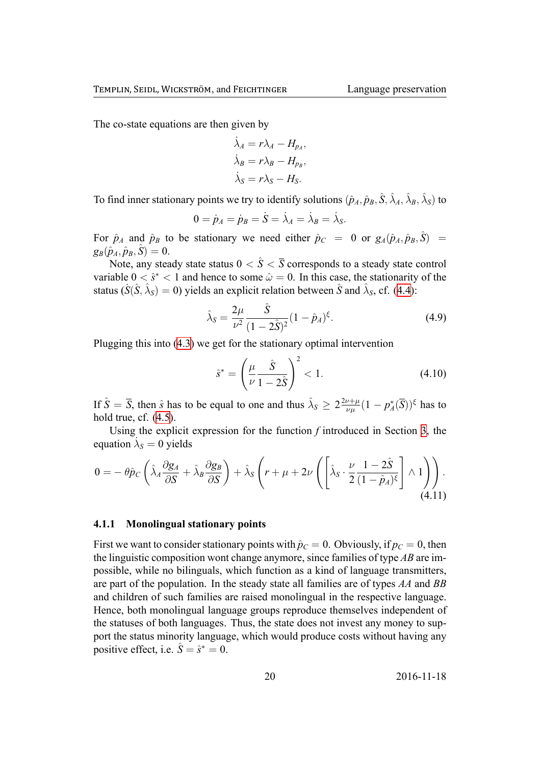The co-state equations are then given by

$$\dot{\lambda}_A = r\lambda_A - H_{p_A},$$
$$\dot{\lambda}_B = r\lambda_B - H_{p_B},$$
$$\dot{\lambda}_S = r\lambda_S - H_S.$$

To find inner stationary points we try to identify solutions $(\hat{p}_A, \hat{p}_B, \hat{S}, \hat{\lambda}_A, \hat{\lambda}_B, \hat{\lambda}_S)$ to

$$0 = \dot{p}_A = \dot{p}_B = \dot{S} = \dot{\lambda}_A = \dot{\lambda}_B = \dot{\lambda}_S.$$

For $\hat{p}_A$ and $\hat{p}_B$ to be stationary we need either $\hat{p}_C = 0$ or $g_A(\hat{p}_A, \hat{p}_B, \hat{S}) = g_B(\hat{p}_A, \hat{p}_B, \hat{S}) = 0$.

Note, any steady state status $0 < \hat{S} < \overline{S}$ corresponds to a steady state control variable $0 < \hat{s}^* < 1$ and hence to some $\hat{\omega} = 0$. In this case, the stationarity of the status ($\dot{S}(\hat{S}, \hat{\lambda}_S) = 0$) yields an explicit relation between $\hat{S}$ and $\hat{\lambda}_S$, cf. (4.4):

$$\hat{\lambda}_S = \frac{2\mu}{\nu^2} \frac{\hat{S}}{(1-2\hat{S})^2}(1-\hat{p}_A)^{\xi}. \tag{4.9}$$

Plugging this into (4.3) we get for the stationary optimal intervention

$$\hat{s}^* = \left(\frac{\mu}{\nu}\frac{\hat{S}}{1-2\hat{S}}\right)^2 < 1. \tag{4.10}$$

If $\hat{S} = \overline{S}$, then $\hat{s}$ has to be equal to one and thus $\hat{\lambda}_S \geq 2\frac{2\nu+\mu}{\nu\mu}(1-p_A^*(\overline{S}))^{\xi}$ has to hold true, cf. (4.5).

Using the explicit expression for the function $f$ introduced in Section 3, the equation $\dot{\lambda}_S = 0$ yields

$$0 = -\theta\hat{p}_C\left(\hat{\lambda}_A\frac{\partial g_A}{\partial S} + \hat{\lambda}_B\frac{\partial g_B}{\partial S}\right) + \hat{\lambda}_S\left(r + \mu + 2\nu\left(\left[\hat{\lambda}_S \cdot \frac{\nu}{2}\frac{1-2\hat{S}}{(1-\hat{p}_A)^{\xi}}\right] \wedge 1\right)\right). \tag{4.11}$$

### 4.1.1 Monolingual stationary points

First we want to consider stationary points with $\hat{p}_C = 0$. Obviously, if $p_C = 0$, then the linguistic composition wont change anymore, since families of type *AB* are impossible, while no bilinguals, which function as a kind of language transmitters, are part of the population. In the steady state all families are of types *AA* and *BB* and children of such families are raised monolingual in the respective language. Hence, both monolingual language groups reproduce themselves independent of the statuses of both languages. Thus, the state does not invest any money to support the status minority language, which would produce costs without having any positive effect, i.e. $\hat{S} = \hat{s}^* = 0$.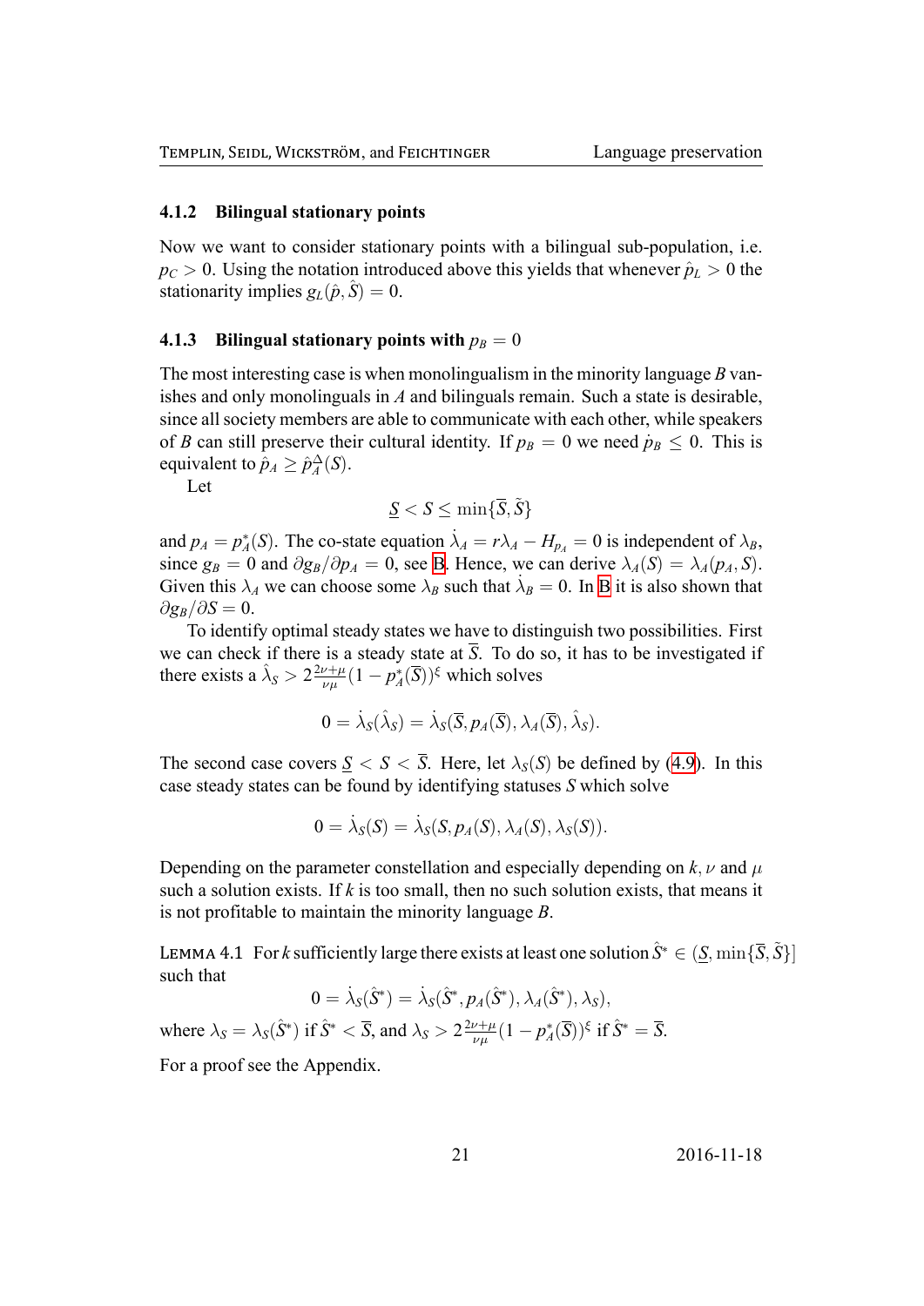### 4.1.2 Bilingual stationary points

Now we want to consider stationary points with a bilingual sub-population, i.e. $p_C > 0$. Using the notation introduced above this yields that whenever $\hat{p}_L > 0$ the stationarity implies $g_L(\hat{p}, \hat{S}) = 0$.

### 4.1.3 Bilingual stationary points with $p_B = 0$

The most interesting case is when monolingualism in the minority language $B$ vanishes and only monolinguals in $A$ and bilinguals remain. Such a state is desirable, since all society members are able to communicate with each other, while speakers of $B$ can still preserve their cultural identity. If $p_B = 0$ we need $\dot{p}_B \leq 0$. This is equivalent to $\hat{p}_A \geq \hat{p}_A^{\Delta}(S)$.

Let

$$\underline{S} < S \leq \min\{\overline{S}, \tilde{S}\}$$

and $p_A = p_A^*(S)$. The co-state equation $\dot{\lambda}_A = r\lambda_A - H_{p_A} = 0$ is independent of $\lambda_B$, since $g_B = 0$ and $\partial g_B / \partial p_A = 0$, see B. Hence, we can derive $\lambda_A(S) = \lambda_A(p_A, S)$. Given this $\lambda_A$ we can choose some $\lambda_B$ such that $\dot{\lambda}_B = 0$. In B it is also shown that $\partial g_B / \partial S = 0$.

To identify optimal steady states we have to distinguish two possibilities. First we can check if there is a steady state at $\overline{S}$. To do so, it has to be investigated if there exists a $\hat{\lambda}_S > 2\frac{2\nu+\mu}{\nu\mu}(1 - p_A^*(\overline{S}))^{\xi}$ which solves

$$0 = \dot{\lambda}_S(\hat{\lambda}_S) = \dot{\lambda}_S(\overline{S}, p_A(\overline{S}), \lambda_A(\overline{S}), \hat{\lambda}_S).$$

The second case covers $\underline{S} < S < \overline{S}$. Here, let $\lambda_S(S)$ be defined by (4.9). In this case steady states can be found by identifying statuses $S$ which solve

$$0 = \dot{\lambda}_S(S) = \dot{\lambda}_S(S, p_A(S), \lambda_A(S), \lambda_S(S)).$$

Depending on the parameter constellation and especially depending on $k, \nu$ and $\mu$ such a solution exists. If $k$ is too small, then no such solution exists, that means it is not profitable to maintain the minority language $B$.

LEMMA 4.1 For $k$ sufficiently large there exists at least one solution $\hat{S}^* \in (\underline{S}, \min\{\overline{S}, \tilde{S}\}]$ such that

$$0 = \dot{\lambda}_S(\hat{S}^*) = \dot{\lambda}_S(\hat{S}^*, p_A(\hat{S}^*), \lambda_A(\hat{S}^*), \lambda_S),$$

where $\lambda_S = \lambda_S(\hat{S}^*)$ if $\hat{S}^* < \overline{S}$, and $\lambda_S > 2\frac{2\nu+\mu}{\nu\mu}(1 - p_A^*(\overline{S}))^{\xi}$ if $\hat{S}^* = \overline{S}$.

For a proof see the Appendix.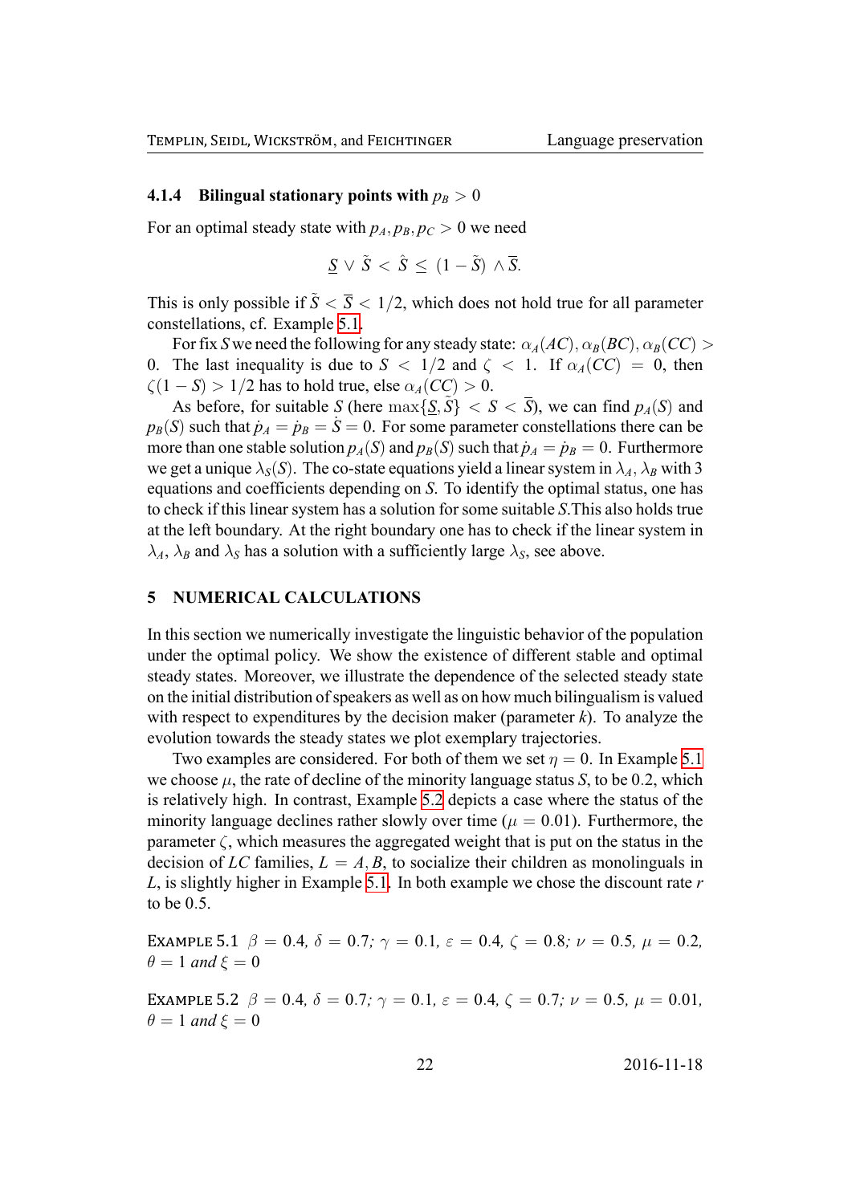### 4.1.4 Bilingual stationary points with $p_B > 0$

For an optimal steady state with $p_A, p_B, p_C > 0$ we need

$$\underline{S} \vee \tilde{S} < \hat{S} \leq (1 - \tilde{S}) \wedge \overline{S}.$$

This is only possible if $\tilde{S} < \overline{S} < 1/2$, which does not hold true for all parameter constellations, cf. Example 5.1.

For fix $S$ we need the following for any steady state: $\alpha_A(AC), \alpha_B(BC), \alpha_B(CC) > 0$. The last inequality is due to $S < 1/2$ and $\zeta < 1$. If $\alpha_A(CC) = 0$, then $\zeta(1 - S) > 1/2$ has to hold true, else $\alpha_A(CC) > 0$.

As before, for suitable $S$ (here $\max\{\underline{S}, \tilde{S}\} < S < \overline{S}$), we can find $p_A(S)$ and $p_B(S)$ such that $\dot{p}_A = \dot{p}_B = \dot{S} = 0$. For some parameter constellations there can be more than one stable solution $p_A(S)$ and $p_B(S)$ such that $\dot{p}_A = \dot{p}_B = 0$. Furthermore we get a unique $\lambda_S(S)$. The co-state equations yield a linear system in $\lambda_A$, $\lambda_B$ with 3 equations and coefficients depending on $S$. To identify the optimal status, one has to check if this linear system has a solution for some suitable $S$.This also holds true at the left boundary. At the right boundary one has to check if the linear system in $\lambda_A$, $\lambda_B$ and $\lambda_S$ has a solution with a sufficiently large $\lambda_S$, see above.

## 5 NUMERICAL CALCULATIONS

In this section we numerically investigate the linguistic behavior of the population under the optimal policy. We show the existence of different stable and optimal steady states. Moreover, we illustrate the dependence of the selected steady state on the initial distribution of speakers as well as on how much bilingualism is valued with respect to expenditures by the decision maker (parameter $k$). To analyze the evolution towards the steady states we plot exemplary trajectories.

Two examples are considered. For both of them we set $\eta = 0$. In Example 5.1 we choose $\mu$, the rate of decline of the minority language status $S$, to be 0.2, which is relatively high. In contrast, Example 5.2 depicts a case where the status of the minority language declines rather slowly over time ($\mu = 0.01$). Furthermore, the parameter $\zeta$, which measures the aggregated weight that is put on the status in the decision of $LC$ families, $L = A, B$, to socialize their children as monolinguals in $L$, is slightly higher in Example 5.1. In both example we chose the discount rate $r$ to be 0.5.

EXAMPLE 5.1 *$\beta = 0.4$, $\delta = 0.7$; $\gamma = 0.1$, $\varepsilon = 0.4$, $\zeta = 0.8$; $\nu = 0.5$, $\mu = 0.2$, $\theta = 1$ and $\xi = 0$*

EXAMPLE 5.2 *$\beta = 0.4$, $\delta = 0.7$; $\gamma = 0.1$, $\varepsilon = 0.4$, $\zeta = 0.7$; $\nu = 0.5$, $\mu = 0.01$, $\theta = 1$ and $\xi = 0$*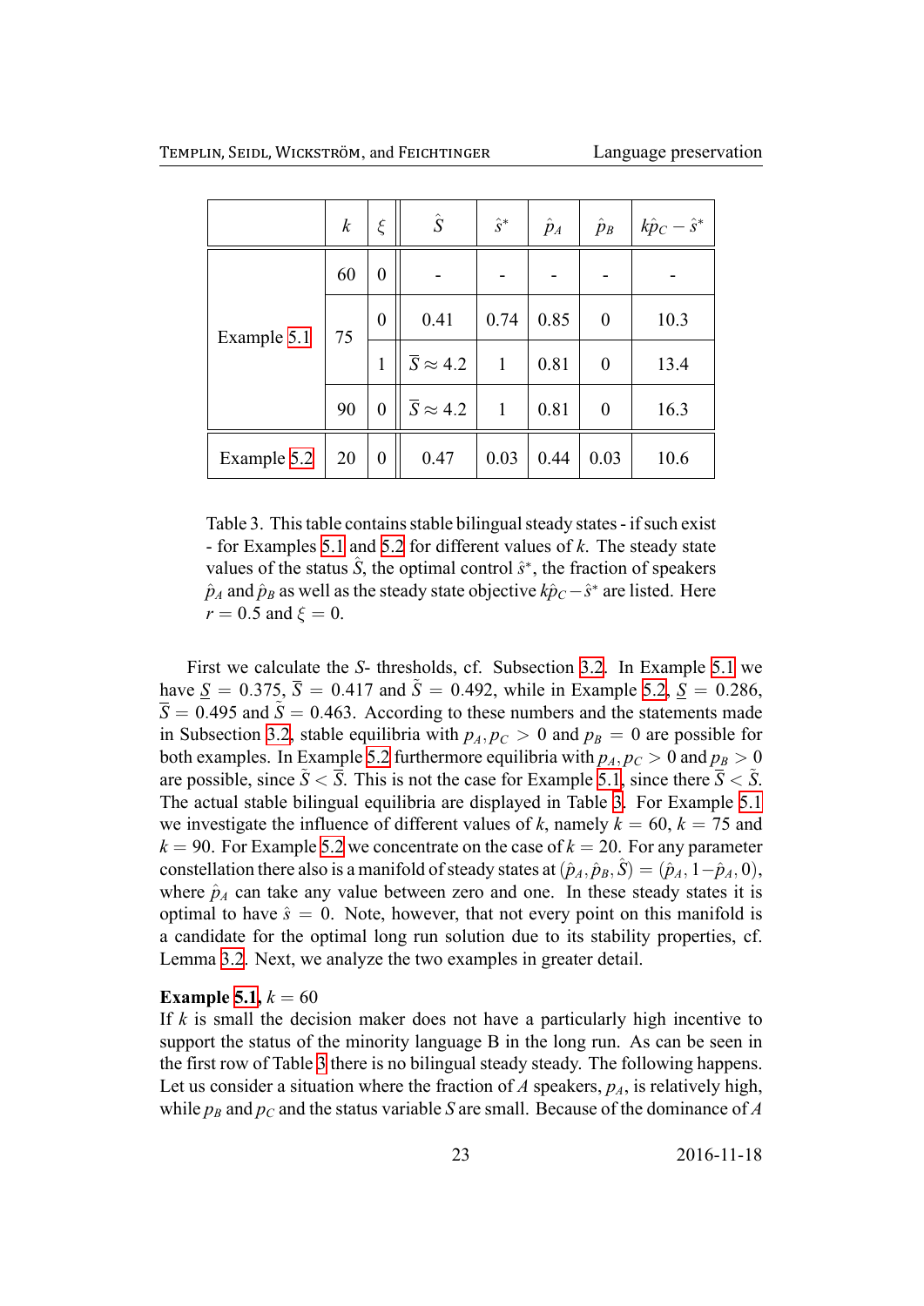|  | $k$ | $\xi$ | $\hat{S}$ | $\hat{s}^*$ | $\hat{p}_A$ | $\hat{p}_B$ | $k\hat{p}_C - \hat{s}^*$ |
|---|---|---|---|---|---|---|---|
| Example 5.1 | 60 | 0 | - | - | - | - | - |
|  | 75 | 0 | 0.41 | 0.74 | 0.85 | 0 | 10.3 |
|  |  | 1 | $\overline{S} \approx 4.2$ | 1 | 0.81 | 0 | 13.4 |
|  | 90 | 0 | $\overline{S} \approx 4.2$ | 1 | 0.81 | 0 | 16.3 |
| Example 5.2 | 20 | 0 | 0.47 | 0.03 | 0.44 | 0.03 | 10.6 |

Table 3. This table contains stable bilingual steady states - if such exist - for Examples 5.1 and 5.2 for different values of $k$. The steady state values of the status $\hat{S}$, the optimal control $\hat{s}^*$, the fraction of speakers $\hat{p}_A$ and $\hat{p}_B$ as well as the steady state objective $k\hat{p}_C - \hat{s}^*$ are listed. Here $r = 0.5$ and $\xi = 0$.

First we calculate the $S$- thresholds, cf. Subsection 3.2. In Example 5.1 we have $\underline{S} = 0.375$, $\overline{S} = 0.417$ and $\tilde{S} = 0.492$, while in Example 5.2, $\underline{S} = 0.286$, $\overline{S} = 0.495$ and $\tilde{S} = 0.463$. According to these numbers and the statements made in Subsection 3.2, stable equilibria with $p_A, p_C > 0$ and $p_B = 0$ are possible for both examples. In Example 5.2 furthermore equilibria with $p_A, p_C > 0$ and $p_B > 0$ are possible, since $\tilde{S} < \overline{S}$. This is not the case for Example 5.1, since there $\overline{S} < \tilde{S}$. The actual stable bilingual equilibria are displayed in Table 3. For Example 5.1 we investigate the influence of different values of $k$, namely $k = 60$, $k = 75$ and $k = 90$. For Example 5.2 we concentrate on the case of $k = 20$. For any parameter constellation there also is a manifold of steady states at $(\hat{p}_A, \hat{p}_B, \hat{S}) = (\hat{p}_A, 1-\hat{p}_A, 0)$, where $\hat{p}_A$ can take any value between zero and one. In these steady states it is optimal to have $\hat{s} = 0$. Note, however, that not every point on this manifold is a candidate for the optimal long run solution due to its stability properties, cf. Lemma 3.2. Next, we analyze the two examples in greater detail.

**Example 5.1**, $k = 60$
If $k$ is small the decision maker does not have a particularly high incentive to support the status of the minority language B in the long run. As can be seen in the first row of Table 3 there is no bilingual steady steady. The following happens. Let us consider a situation where the fraction of $A$ speakers, $p_A$, is relatively high, while $p_B$ and $p_C$ and the status variable $S$ are small. Because of the dominance of $A$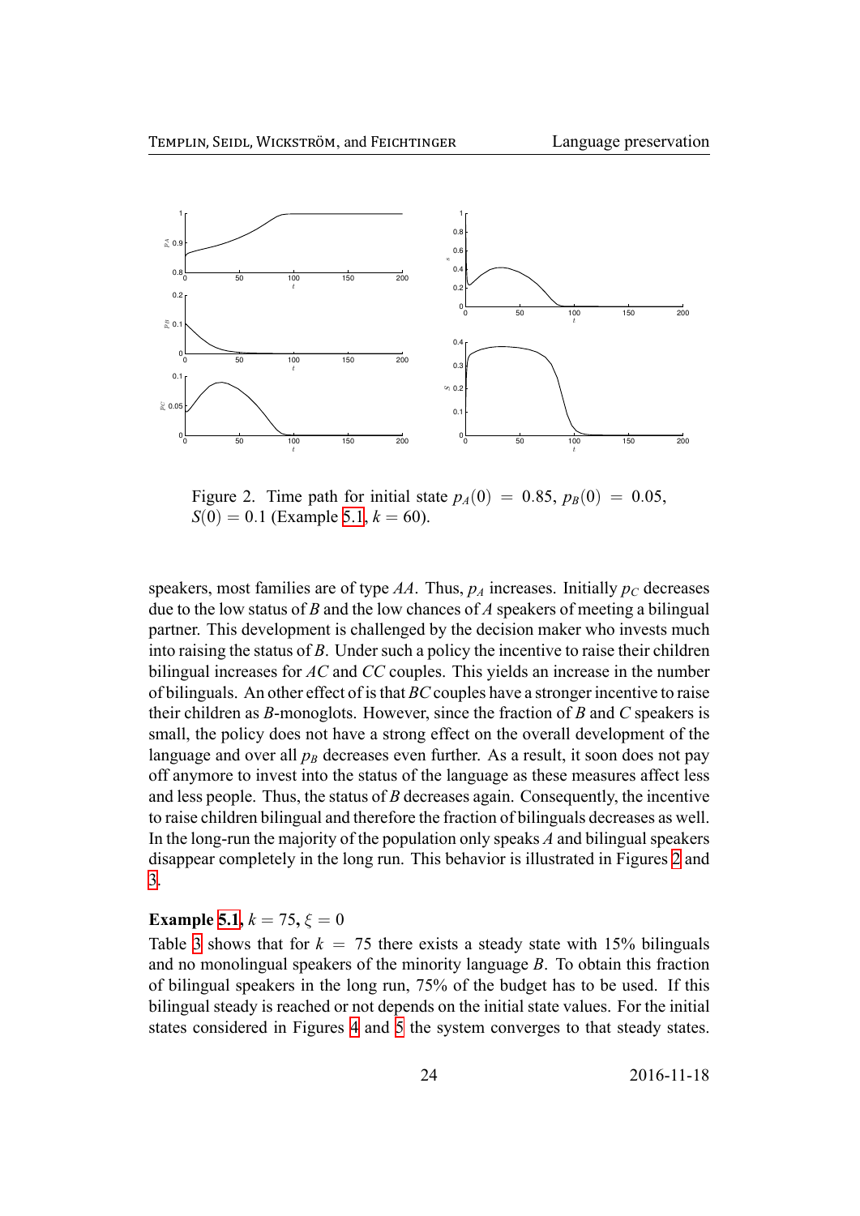Figure 2. Time path for initial state $p_A(0) = 0.85$, $p_B(0) = 0.05$, $S(0) = 0.1$ (Example 5.1, $k = 60$).

speakers, most families are of type $AA$. Thus, $p_A$ increases. Initially $p_C$ decreases due to the low status of $B$ and the low chances of $A$ speakers of meeting a bilingual partner. This development is challenged by the decision maker who invests much into raising the status of $B$. Under such a policy the incentive to raise their children bilingual increases for $AC$ and $CC$ couples. This yields an increase in the number of bilinguals. An other effect of is that $BC$ couples have a stronger incentive to raise their children as $B$-monoglots. However, since the fraction of $B$ and $C$ speakers is small, the policy does not have a strong effect on the overall development of the language and over all $p_B$ decreases even further. As a result, it soon does not pay off anymore to invest into the status of the language as these measures affect less and less people. Thus, the status of $B$ decreases again. Consequently, the incentive to raise children bilingual and therefore the fraction of bilinguals decreases as well. In the long-run the majority of the population only speaks $A$ and bilingual speakers disappear completely in the long run. This behavior is illustrated in Figures 2 and 3.

**Example 5.1, $k = 75$, $\xi = 0$**

Table 3 shows that for $k = 75$ there exists a steady state with 15% bilinguals and no monolingual speakers of the minority language $B$. To obtain this fraction of bilingual speakers in the long run, 75% of the budget has to be used. If this bilingual steady is reached or not depends on the initial state values. For the initial states considered in Figures 4 and 5 the system converges to that steady states.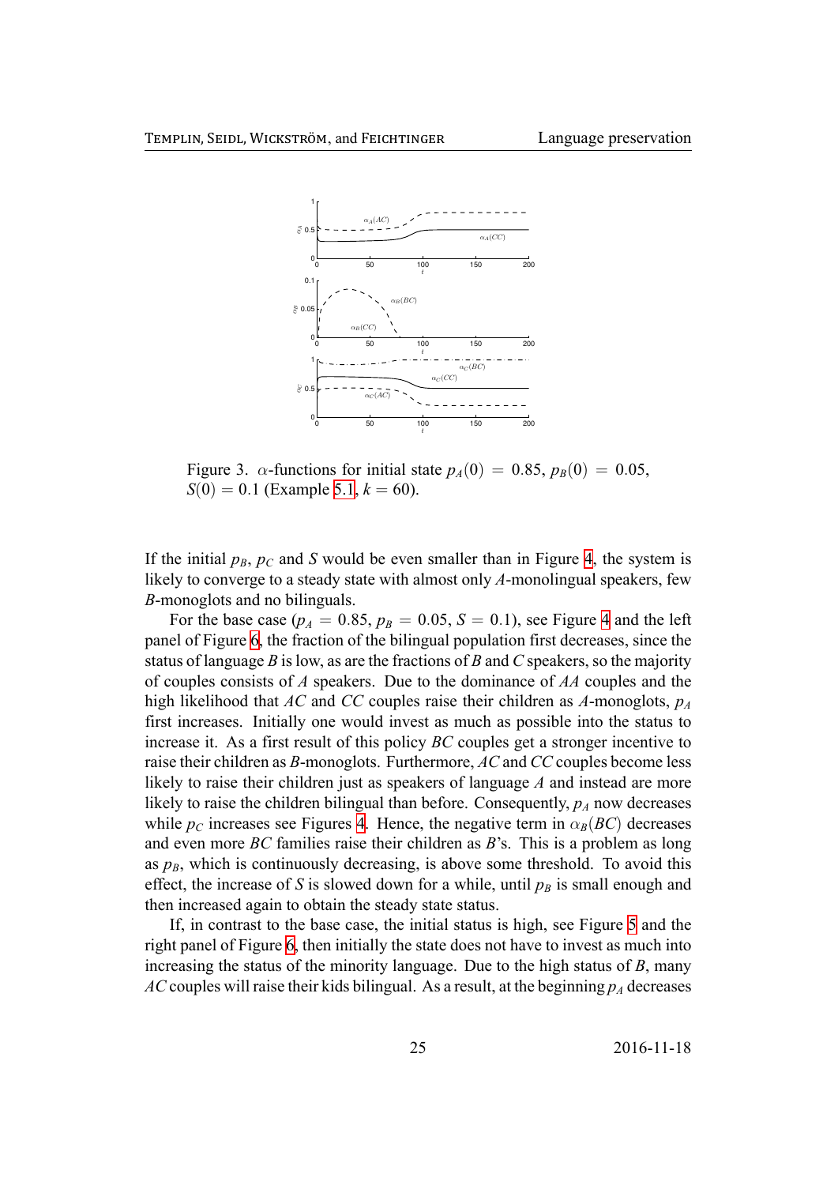Figure 3. $\alpha$-functions for initial state $p_A(0) = 0.85$, $p_B(0) = 0.05$, $S(0) = 0.1$ (Example 5.1, $k = 60$).

If the initial $p_B$, $p_C$ and $S$ would be even smaller than in Figure 4, the system is likely to converge to a steady state with almost only $A$-monolingual speakers, few $B$-monoglots and no bilinguals.

For the base case ($p_A = 0.85$, $p_B = 0.05$, $S = 0.1$), see Figure 4 and the left panel of Figure 6, the fraction of the bilingual population first decreases, since the status of language $B$ is low, as are the fractions of $B$ and $C$ speakers, so the majority of couples consists of $A$ speakers. Due to the dominance of $AA$ couples and the high likelihood that $AC$ and $CC$ couples raise their children as $A$-monoglots, $p_A$ first increases. Initially one would invest as much as possible into the status to increase it. As a first result of this policy $BC$ couples get a stronger incentive to raise their children as $B$-monoglots. Furthermore, $AC$ and $CC$ couples become less likely to raise their children just as speakers of language $A$ and instead are more likely to raise the children bilingual than before. Consequently, $p_A$ now decreases while $p_C$ increases see Figures 4. Hence, the negative term in $\alpha_B(BC)$ decreases and even more $BC$ families raise their children as $B$'s. This is a problem as long as $p_B$, which is continuously decreasing, is above some threshold. To avoid this effect, the increase of $S$ is slowed down for a while, until $p_B$ is small enough and then increased again to obtain the steady state status.

If, in contrast to the base case, the initial status is high, see Figure 5 and the right panel of Figure 6, then initially the state does not have to invest as much into increasing the status of the minority language. Due to the high status of $B$, many $AC$ couples will raise their kids bilingual. As a result, at the beginning $p_A$ decreases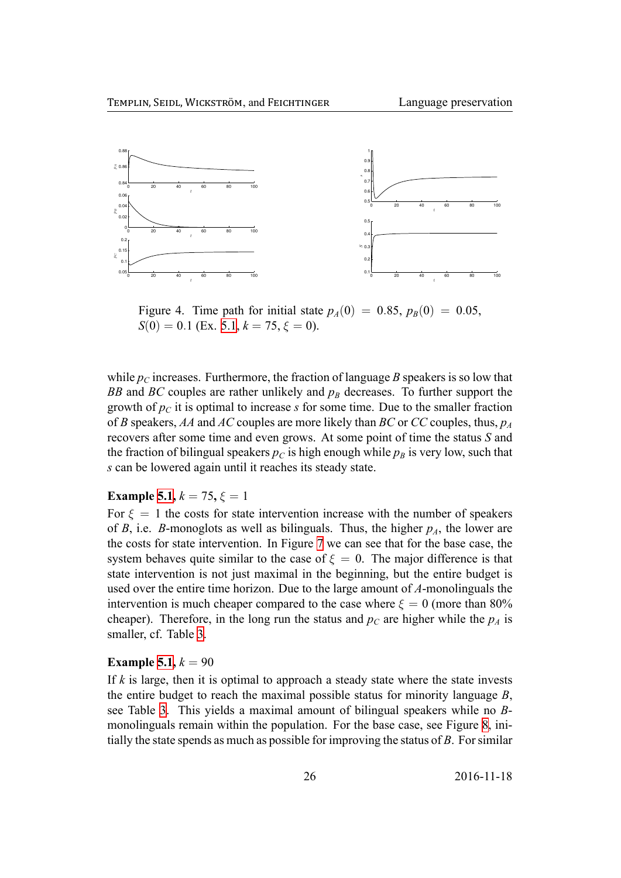Figure 4. Time path for initial state $p_A(0) = 0.85$, $p_B(0) = 0.05$, $S(0) = 0.1$ (Ex. 5.1, $k = 75$, $\xi = 0$).

while $p_C$ increases. Furthermore, the fraction of language $B$ speakers is so low that $BB$ and $BC$ couples are rather unlikely and $p_B$ decreases. To further support the growth of $p_C$ it is optimal to increase $s$ for some time. Due to the smaller fraction of $B$ speakers, $AA$ and $AC$ couples are more likely than $BC$ or $CC$ couples, thus, $p_A$ recovers after some time and even grows. At some point of time the status $S$ and the fraction of bilingual speakers $p_C$ is high enough while $p_B$ is very low, such that $s$ can be lowered again until it reaches its steady state.

**Example 5.1**, $k = 75$, $\xi = 1$

For $\xi = 1$ the costs for state intervention increase with the number of speakers of $B$, i.e. $B$-monoglots as well as bilinguals. Thus, the higher $p_A$, the lower are the costs for state intervention. In Figure 7 we can see that for the base case, the system behaves quite similar to the case of $\xi = 0$. The major difference is that state intervention is not just maximal in the beginning, but the entire budget is used over the entire time horizon. Due to the large amount of $A$-monolinguals the intervention is much cheaper compared to the case where $\xi = 0$ (more than 80% cheaper). Therefore, in the long run the status and $p_C$ are higher while the $p_A$ is smaller, cf. Table 3.

**Example 5.1**, $k = 90$

If $k$ is large, then it is optimal to approach a steady state where the state invests the entire budget to reach the maximal possible status for minority language $B$, see Table 3. This yields a maximal amount of bilingual speakers while no $B$-monolinguals remain within the population. For the base case, see Figure 8, initially the state spends as much as possible for improving the status of $B$. For similar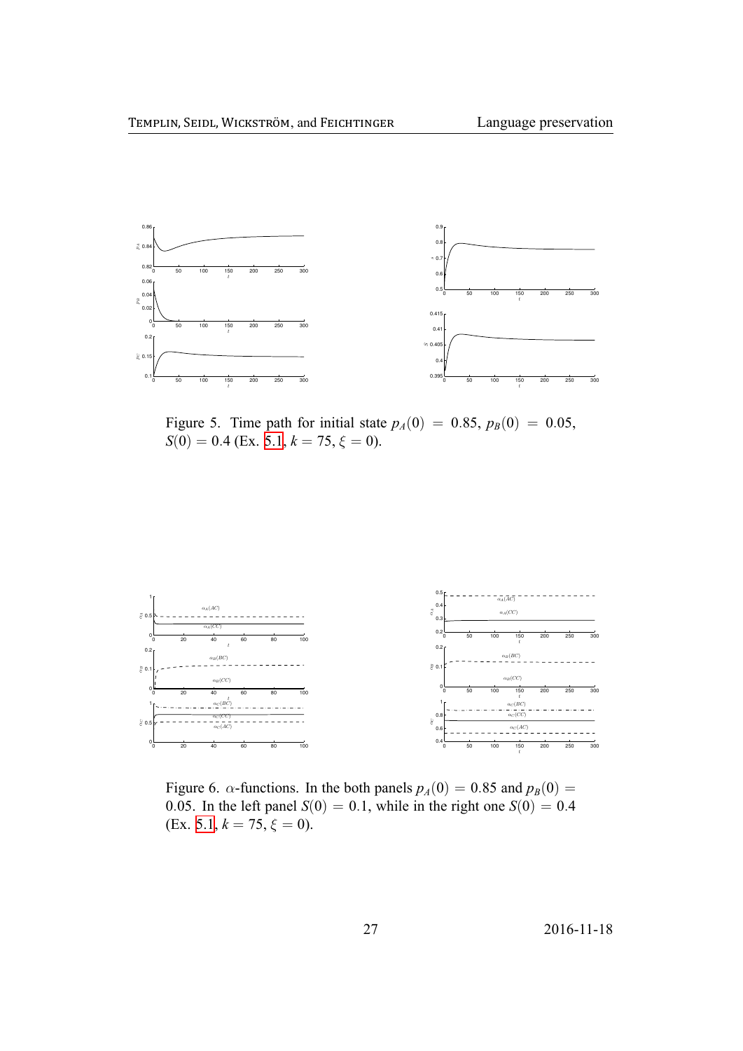Figure 5. Time path for initial state $p_A(0) = 0.85$, $p_B(0) = 0.05$, $S(0) = 0.4$ (Ex. 5.1, $k = 75$, $\xi = 0$).

Figure 6. $\alpha$-functions. In the both panels $p_A(0) = 0.85$ and $p_B(0) = 0.05$. In the left panel $S(0) = 0.1$, while in the right one $S(0) = 0.4$ (Ex. 5.1, $k = 75$, $\xi = 0$).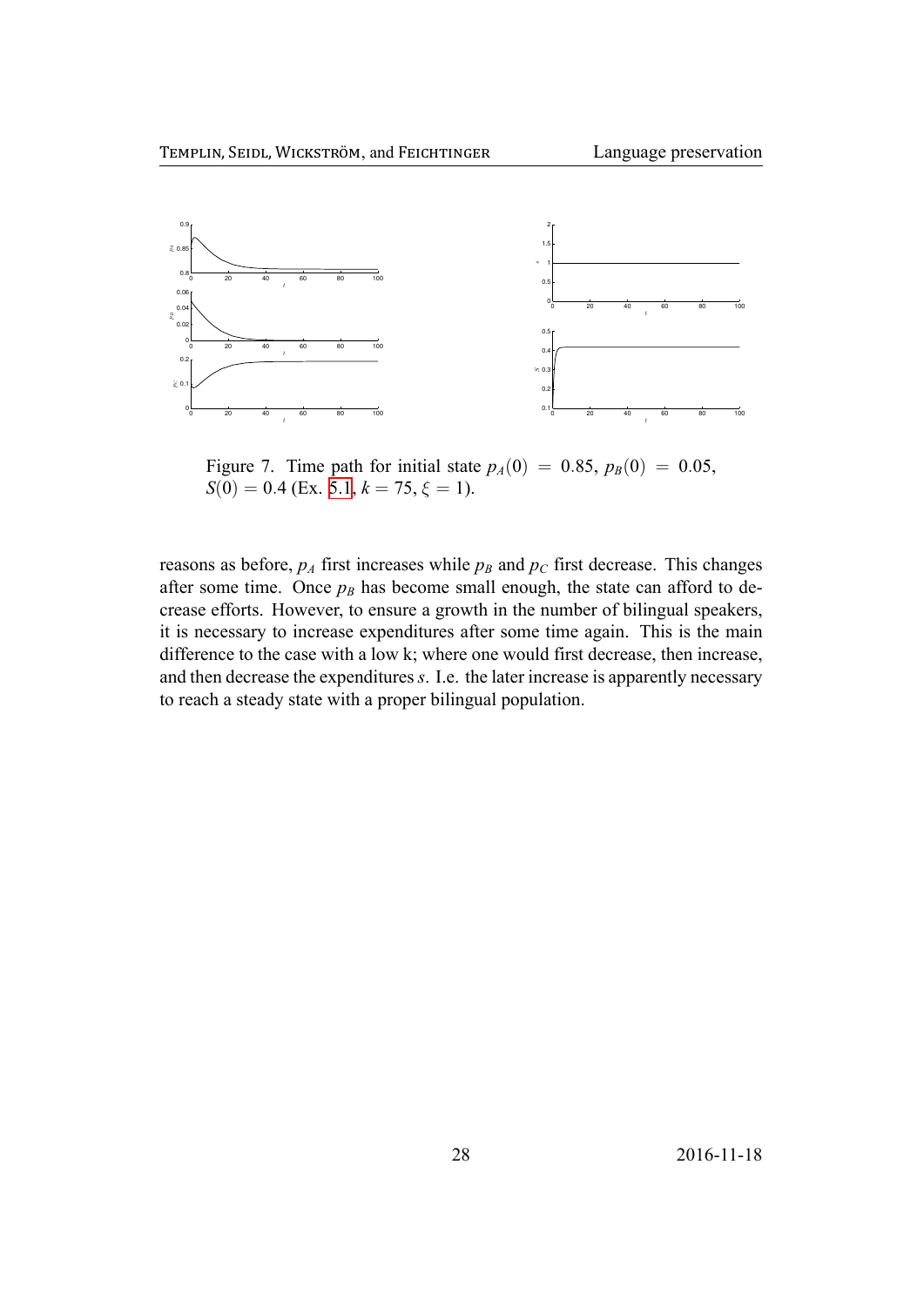Figure 7. Time path for initial state $p_A(0) = 0.85$, $p_B(0) = 0.05$, $S(0) = 0.4$ (Ex. 5.1, $k = 75$, $\xi = 1$).

reasons as before, $p_A$ first increases while $p_B$ and $p_C$ first decrease. This changes after some time. Once $p_B$ has become small enough, the state can afford to decrease efforts. However, to ensure a growth in the number of bilingual speakers, it is necessary to increase expenditures after some time again. This is the main difference to the case with a low k; where one would first decrease, then increase, and then decrease the expenditures $s$. I.e. the later increase is apparently necessary to reach a steady state with a proper bilingual population.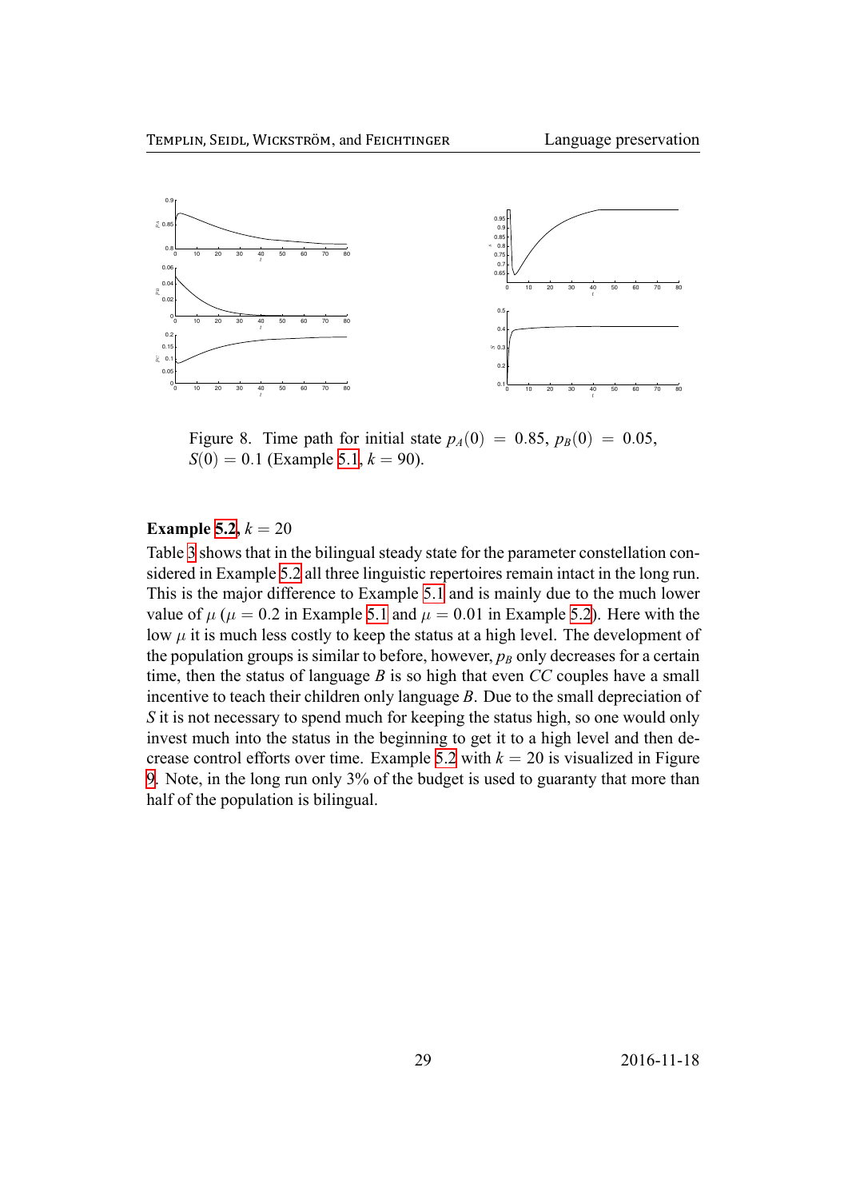Figure 8. Time path for initial state $p_A(0) = 0.85$, $p_B(0) = 0.05$, $S(0) = 0.1$ (Example 5.1, $k = 90$).

**Example 5.2**, $k = 20$

Table 3 shows that in the bilingual steady state for the parameter constellation considered in Example 5.2 all three linguistic repertoires remain intact in the long run. This is the major difference to Example 5.1 and is mainly due to the much lower value of $\mu$ ($\mu = 0.2$ in Example 5.1 and $\mu = 0.01$ in Example 5.2). Here with the low $\mu$ it is much less costly to keep the status at a high level. The development of the population groups is similar to before, however, $p_B$ only decreases for a certain time, then the status of language $B$ is so high that even $CC$ couples have a small incentive to teach their children only language $B$. Due to the small depreciation of $S$ it is not necessary to spend much for keeping the status high, so one would only invest much into the status in the beginning to get it to a high level and then decrease control efforts over time. Example 5.2 with $k = 20$ is visualized in Figure 9. Note, in the long run only 3% of the budget is used to guaranty that more than half of the population is bilingual.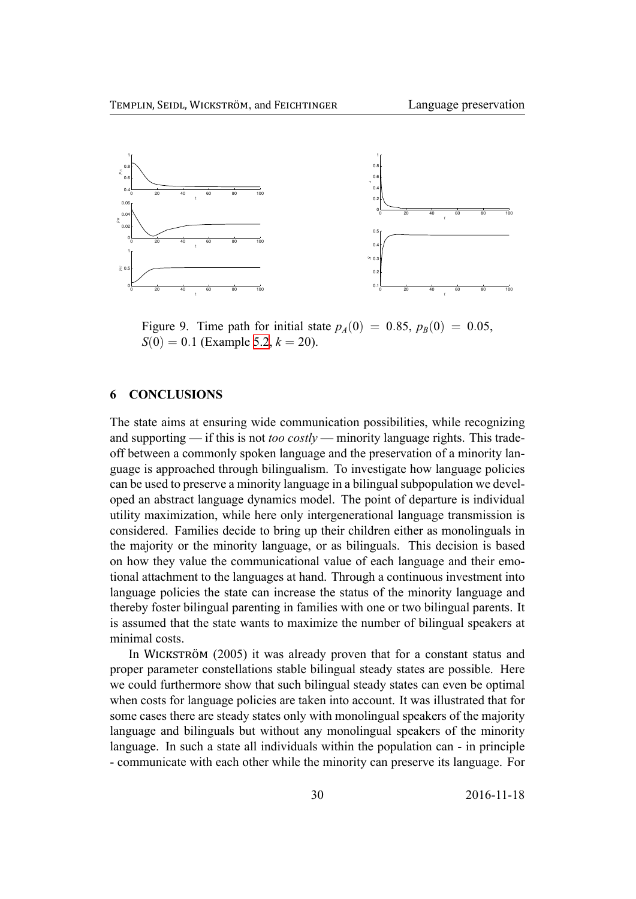Figure 9. Time path for initial state $p_A(0) = 0.85$, $p_B(0) = 0.05$, $S(0) = 0.1$ (Example 5.2, $k = 20$).

## 6 CONCLUSIONS

The state aims at ensuring wide communication possibilities, while recognizing and supporting — if this is not *too costly* — minority language rights. This trade-off between a commonly spoken language and the preservation of a minority language is approached through bilingualism. To investigate how language policies can be used to preserve a minority language in a bilingual subpopulation we developed an abstract language dynamics model. The point of departure is individual utility maximization, while here only intergenerational language transmission is considered. Families decide to bring up their children either as monolinguals in the majority or the minority language, or as bilinguals. This decision is based on how they value the communicational value of each language and their emotional attachment to the languages at hand. Through a continuous investment into language policies the state can increase the status of the minority language and thereby foster bilingual parenting in families with one or two bilingual parents. It is assumed that the state wants to maximize the number of bilingual speakers at minimal costs.

In WICKSTRÖM (2005) it was already proven that for a constant status and proper parameter constellations stable bilingual steady states are possible. Here we could furthermore show that such bilingual steady states can even be optimal when costs for language policies are taken into account. It was illustrated that for some cases there are steady states only with monolingual speakers of the majority language and bilinguals but without any monolingual speakers of the minority language. In such a state all individuals within the population can - in principle - communicate with each other while the minority can preserve its language. For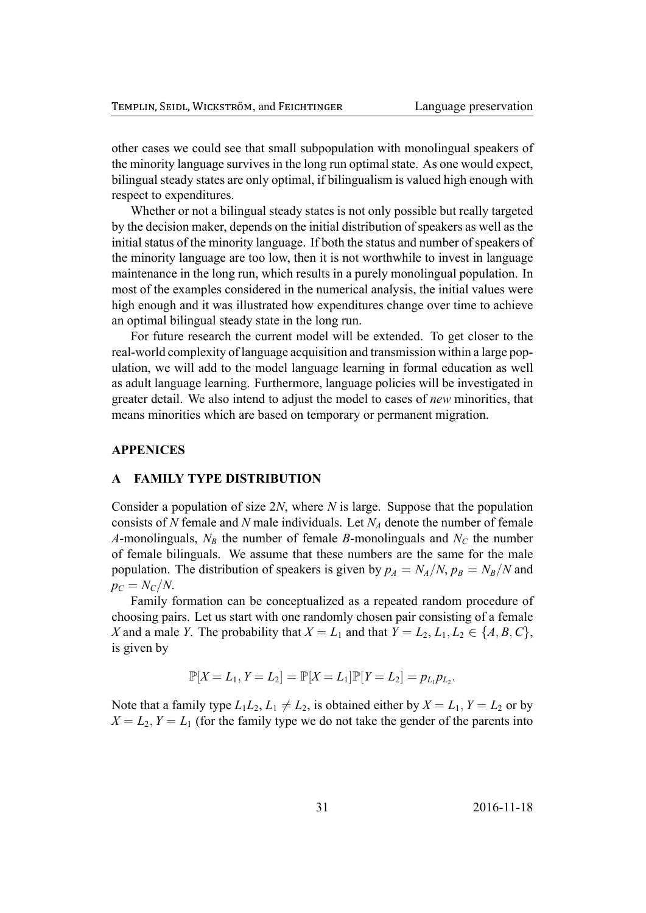other cases we could see that small subpopulation with monolingual speakers of the minority language survives in the long run optimal state. As one would expect, bilingual steady states are only optimal, if bilingualism is valued high enough with respect to expenditures.

Whether or not a bilingual steady states is not only possible but really targeted by the decision maker, depends on the initial distribution of speakers as well as the initial status of the minority language. If both the status and number of speakers of the minority language are too low, then it is not worthwhile to invest in language maintenance in the long run, which results in a purely monolingual population. In most of the examples considered in the numerical analysis, the initial values were high enough and it was illustrated how expenditures change over time to achieve an optimal bilingual steady state in the long run.

For future research the current model will be extended. To get closer to the real-world complexity of language acquisition and transmission within a large population, we will add to the model language learning in formal education as well as adult language learning. Furthermore, language policies will be investigated in greater detail. We also intend to adjust the model to cases of *new* minorities, that means minorities which are based on temporary or permanent migration.

## APPENICES

## A FAMILY TYPE DISTRIBUTION

Consider a population of size $2N$, where $N$ is large. Suppose that the population consists of $N$ female and $N$ male individuals. Let $N_A$ denote the number of female $A$-monolinguals, $N_B$ the number of female $B$-monolinguals and $N_C$ the number of female bilinguals. We assume that these numbers are the same for the male population. The distribution of speakers is given by $p_A = N_A/N$, $p_B = N_B/N$ and $p_C = N_C/N$.

Family formation can be conceptualized as a repeated random procedure of choosing pairs. Let us start with one randomly chosen pair consisting of a female $X$ and a male $Y$. The probability that $X = L_1$ and that $Y = L_2$, $L_1, L_2 \in \{A, B, C\}$, is given by

$$\mathbb{P}[X = L_1, Y = L_2] = \mathbb{P}[X = L_1]\mathbb{P}[Y = L_2] = p_{L_1}p_{L_2}.$$

Note that a family type $L_1L_2$, $L_1 \neq L_2$, is obtained either by $X = L_1$, $Y = L_2$ or by $X = L_2$, $Y = L_1$ (for the family type we do not take the gender of the parents into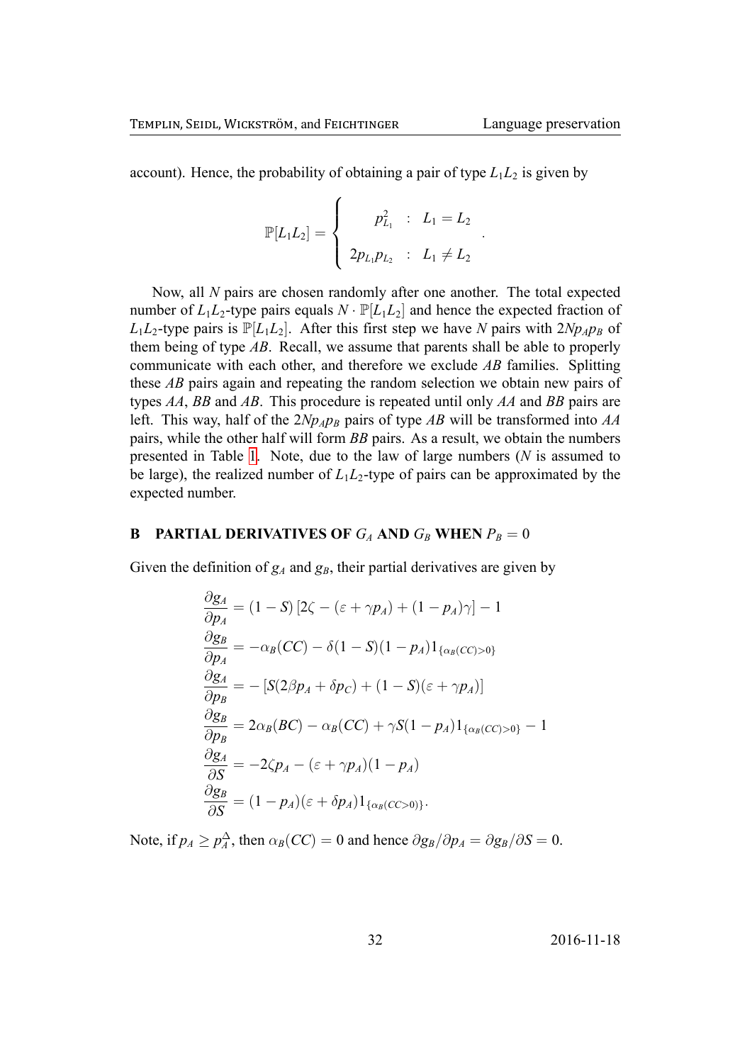account). Hence, the probability of obtaining a pair of type $L_1L_2$ is given by

$$
\mathbb{P}[L_1L_2] = \begin{cases} p_{L_1}^2 & : \quad L_1 = L_2 \\ 2p_{L_1}p_{L_2} & : \quad L_1 \neq L_2 \end{cases} .
$$

Now, all $N$ pairs are chosen randomly after one another. The total expected number of $L_1L_2$-type pairs equals $N \cdot \mathbb{P}[L_1L_2]$ and hence the expected fraction of $L_1L_2$-type pairs is $\mathbb{P}[L_1L_2]$. After this first step we have $N$ pairs with $2Np_Ap_B$ of them being of type $AB$. Recall, we assume that parents shall be able to properly communicate with each other, and therefore we exclude $AB$ families. Splitting these $AB$ pairs again and repeating the random selection we obtain new pairs of types $AA$, $BB$ and $AB$. This procedure is repeated until only $AA$ and $BB$ pairs are left. This way, half of the $2Np_Ap_B$ pairs of type $AB$ will be transformed into $AA$ pairs, while the other half will form $BB$ pairs. As a result, we obtain the numbers presented in Table 1. Note, due to the law of large numbers ($N$ is assumed to be large), the realized number of $L_1L_2$-type of pairs can be approximated by the expected number.

## B PARTIAL DERIVATIVES OF $G_A$ AND $G_B$ WHEN $P_B = 0$

Given the definition of $g_A$ and $g_B$, their partial derivatives are given by

$$
\begin{aligned}
\frac{\partial g_A}{\partial p_A} &= (1 - S)\left[2\zeta - (\varepsilon + \gamma p_A) + (1 - p_A)\gamma\right] - 1 \\
\frac{\partial g_B}{\partial p_A} &= -\alpha_B(CC) - \delta(1 - S)(1 - p_A)1_{\{\alpha_B(CC)>0\}} \\
\frac{\partial g_A}{\partial p_B} &= -\left[S(2\beta p_A + \delta p_C) + (1 - S)(\varepsilon + \gamma p_A)\right] \\
\frac{\partial g_B}{\partial p_B} &= 2\alpha_B(BC) - \alpha_B(CC) + \gamma S(1 - p_A)1_{\{\alpha_B(CC)>0\}} - 1 \\
\frac{\partial g_A}{\partial S} &= -2\zeta p_A - (\varepsilon + \gamma p_A)(1 - p_A) \\
\frac{\partial g_B}{\partial S} &= (1 - p_A)(\varepsilon + \delta p_A)1_{\{\alpha_B(CC>0)\}}.
\end{aligned}
$$

Note, if $p_A \geq p_A^{\Delta}$, then $\alpha_B(CC) = 0$ and hence $\partial g_B/\partial p_A = \partial g_B/\partial S = 0$.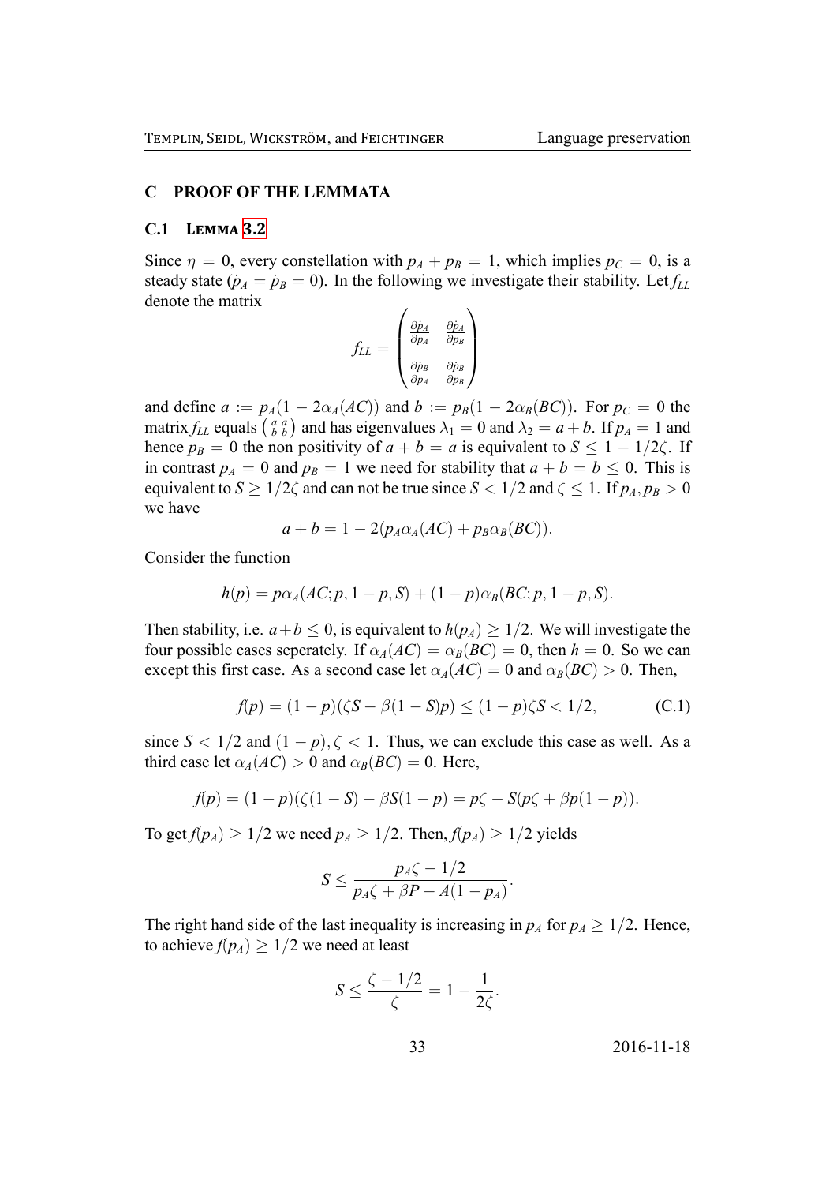## C PROOF OF THE LEMMATA

### C.1 LEMMA 3.2

Since $\eta = 0$, every constellation with $p_A + p_B = 1$, which implies $p_C = 0$, is a steady state ($\dot{p}_A = \dot{p}_B = 0$). In the following we investigate their stability. Let $f_{LL}$ denote the matrix

$$f_{LL} = \begin{pmatrix} \frac{\partial \dot{p}_A}{\partial p_A} & \frac{\partial \dot{p}_A}{\partial p_B} \\ \\ \frac{\partial \dot{p}_B}{\partial p_A} & \frac{\partial \dot{p}_B}{\partial p_B} \end{pmatrix}$$

and define $a := p_A(1 - 2\alpha_A(AC))$ and $b := p_B(1 - 2\alpha_B(BC))$. For $p_C = 0$ the matrix $f_{LL}$ equals $\left(\begin{smallmatrix} a & a \\ b & b \end{smallmatrix}\right)$ and has eigenvalues $\lambda_1 = 0$ and $\lambda_2 = a + b$. If $p_A = 1$ and hence $p_B = 0$ the non positivity of $a + b = a$ is equivalent to $S \leq 1 - 1/2\zeta$. If in contrast $p_A = 0$ and $p_B = 1$ we need for stability that $a + b = b \leq 0$. This is equivalent to $S \geq 1/2\zeta$ and can not be true since $S < 1/2$ and $\zeta \leq 1$. If $p_A, p_B > 0$ we have

$$a + b = 1 - 2(p_A\alpha_A(AC) + p_B\alpha_B(BC)).$$

Consider the function

$$h(p) = p\alpha_A(AC; p, 1 - p, S) + (1 - p)\alpha_B(BC; p, 1 - p, S).$$

Then stability, i.e. $a+b \leq 0$, is equivalent to $h(p_A) \geq 1/2$. We will investigate the four possible cases seperately. If $\alpha_A(AC) = \alpha_B(BC) = 0$, then $h = 0$. So we can except this first case. As a second case let $\alpha_A(AC) = 0$ and $\alpha_B(BC) > 0$. Then,

$$f(p) = (1 - p)(\zeta S - \beta(1 - S)p) \leq (1 - p)\zeta S < 1/2, \tag{C.1}$$

since $S < 1/2$ and $(1 - p), \zeta < 1$. Thus, we can exclude this case as well. As a third case let $\alpha_A(AC) > 0$ and $\alpha_B(BC) = 0$. Here,

$$f(p) = (1 - p)(\zeta(1 - S) - \beta S(1 - p) = p\zeta - S(p\zeta + \beta p(1 - p)).$$

To get $f(p_A) \geq 1/2$ we need $p_A \geq 1/2$. Then, $f(p_A) \geq 1/2$ yields

$$S \leq \frac{p_A\zeta - 1/2}{p_A\zeta + \beta P - A(1 - p_A)}.$$

The right hand side of the last inequality is increasing in $p_A$ for $p_A \geq 1/2$. Hence, to achieve $f(p_A) \geq 1/2$ we need at least

$$S \leq \frac{\zeta - 1/2}{\zeta} = 1 - \frac{1}{2\zeta}.$$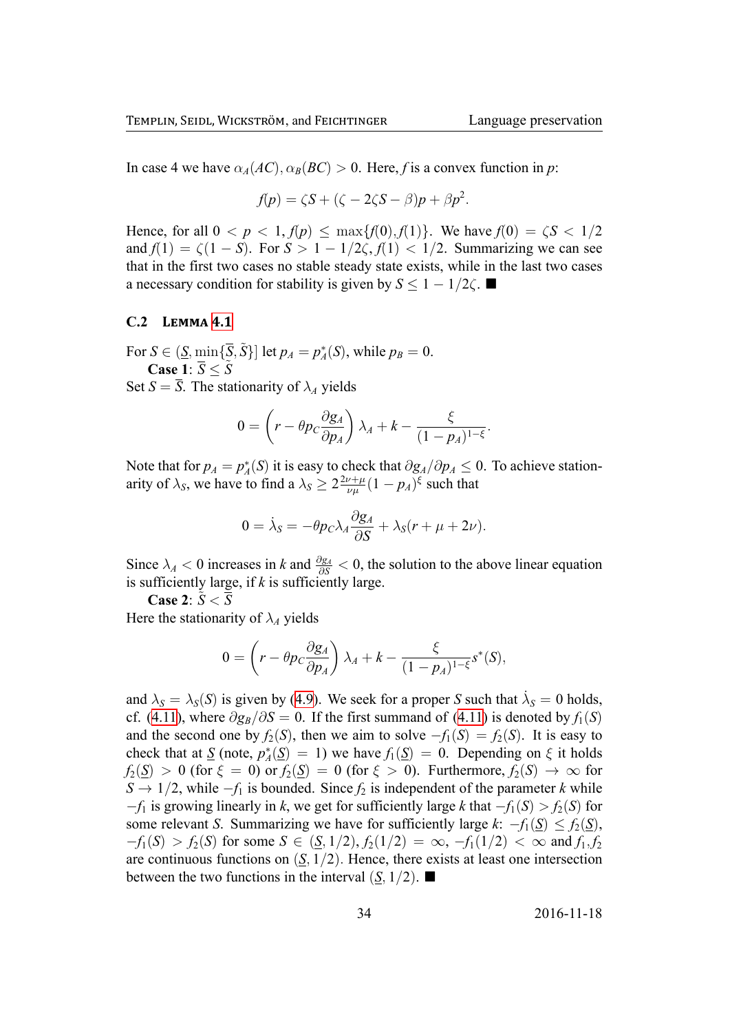In case 4 we have $\alpha_A(AC), \alpha_B(BC) > 0$. Here, $f$ is a convex function in $p$:

$$f(p) = \zeta S + (\zeta - 2\zeta S - \beta)p + \beta p^2.$$

Hence, for all $0 < p < 1$, $f(p) \leq \max\{f(0), f(1)\}$. We have $f(0) = \zeta S < 1/2$ and $f(1) = \zeta(1 - S)$. For $S > 1 - 1/2\zeta$, $f(1) < 1/2$. Summarizing we can see that in the first two cases no stable steady state exists, while in the last two cases a necessary condition for stability is given by $S \leq 1 - 1/2\zeta$. ■

## C.2 Lemma 4.1

For $S \in (\underline{S}, \min\{\overline{S}, \tilde{S}\}]$ let $p_A = p_A^*(S)$, while $p_B = 0$.

**Case 1**: $\overline{S} \leq \tilde{S}$

Set $S = \overline{S}$. The stationarity of $\lambda_A$ yields

$$0 = \left(r - \theta p_C \frac{\partial g_A}{\partial p_A}\right) \lambda_A + k - \frac{\xi}{(1 - p_A)^{1-\xi}}.$$

Note that for $p_A = p_A^*(S)$ it is easy to check that $\partial g_A / \partial p_A \leq 0$. To achieve stationarity of $\lambda_S$, we have to find a $\lambda_S \geq 2\frac{2\nu+\mu}{\nu\mu}(1 - p_A)^{\xi}$ such that

$$0 = \dot{\lambda}_S = -\theta p_C \lambda_A \frac{\partial g_A}{\partial S} + \lambda_S(r + \mu + 2\nu).$$

Since $\lambda_A < 0$ increases in $k$ and $\frac{\partial g_A}{\partial S} < 0$, the solution to the above linear equation is sufficiently large, if $k$ is sufficiently large.

**Case 2**: $\tilde{S} < \overline{S}$

Here the stationarity of $\lambda_A$ yields

$$0 = \left(r - \theta p_C \frac{\partial g_A}{\partial p_A}\right) \lambda_A + k - \frac{\xi}{(1 - p_A)^{1-\xi}} s^*(S),$$

and $\lambda_S = \lambda_S(S)$ is given by (4.9). We seek for a proper $S$ such that $\dot{\lambda}_S = 0$ holds, cf. (4.11), where $\partial g_B / \partial S = 0$. If the first summand of (4.11) is denoted by $f_1(S)$ and the second one by $f_2(S)$, then we aim to solve $-f_1(S) = f_2(S)$. It is easy to check that at $\underline{S}$ (note, $p_A^*(\underline{S}) = 1$) we have $f_1(\underline{S}) = 0$. Depending on $\xi$ it holds $f_2(\underline{S}) > 0$ (for $\xi = 0$) or $f_2(\underline{S}) = 0$ (for $\xi > 0$). Furthermore, $f_2(S) \to \infty$ for $S \to 1/2$, while $-f_1$ is bounded. Since $f_2$ is independent of the parameter $k$ while $-f_1$ is growing linearly in $k$, we get for sufficiently large $k$ that $-f_1(S) > f_2(S)$ for some relevant $S$. Summarizing we have for sufficiently large $k$: $-f_1(\underline{S}) \leq f_2(\underline{S})$, $-f_1(S) > f_2(S)$ for some $S \in (\underline{S}, 1/2)$, $f_2(1/2) = \infty$, $-f_1(1/2) < \infty$ and $f_1, f_2$ are continuous functions on $(\underline{S}, 1/2)$. Hence, there exists at least one intersection between the two functions in the interval $(\underline{S}, 1/2)$. ■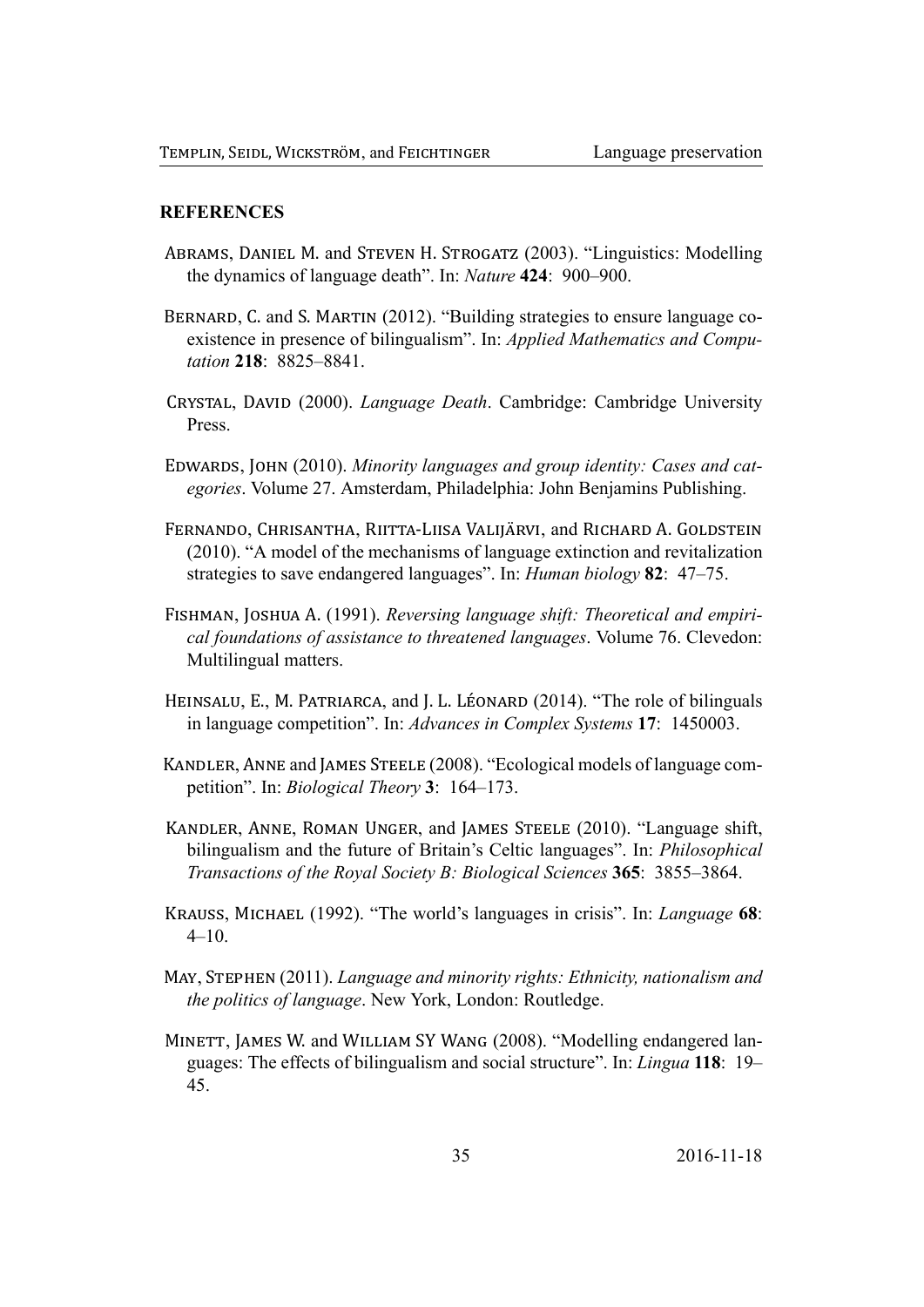**REFERENCES**

Abrams, Daniel M. and Steven H. Strogatz (2003). “Linguistics: Modelling the dynamics of language death”. In: *Nature* **424**: 900–900.

Bernard, C. and S. Martin (2012). “Building strategies to ensure language coexistence in presence of bilingualism”. In: *Applied Mathematics and Computation* **218**: 8825–8841.

Crystal, David (2000). *Language Death*. Cambridge: Cambridge University Press.

Edwards, John (2010). *Minority languages and group identity: Cases and categories*. Volume 27. Amsterdam, Philadelphia: John Benjamins Publishing.

Fernando, Chrisantha, Riitta-Liisa Valijärvi, and Richard A. Goldstein (2010). “A model of the mechanisms of language extinction and revitalization strategies to save endangered languages”. In: *Human biology* **82**: 47–75.

Fishman, Joshua A. (1991). *Reversing language shift: Theoretical and empirical foundations of assistance to threatened languages*. Volume 76. Clevedon: Multilingual matters.

Heinsalu, E., M. Patriarca, and J. L. Léonard (2014). “The role of bilinguals in language competition”. In: *Advances in Complex Systems* **17**: 1450003.

Kandler, Anne and James Steele (2008). “Ecological models of language competition”. In: *Biological Theory* **3**: 164–173.

Kandler, Anne, Roman Unger, and James Steele (2010). “Language shift, bilingualism and the future of Britain’s Celtic languages”. In: *Philosophical Transactions of the Royal Society B: Biological Sciences* **365**: 3855–3864.

Krauss, Michael (1992). “The world’s languages in crisis”. In: *Language* **68**: 4–10.

May, Stephen (2011). *Language and minority rights: Ethnicity, nationalism and the politics of language*. New York, London: Routledge.

Minett, James W. and William SY Wang (2008). “Modelling endangered languages: The effects of bilingualism and social structure”. In: *Lingua* **118**: 19–45.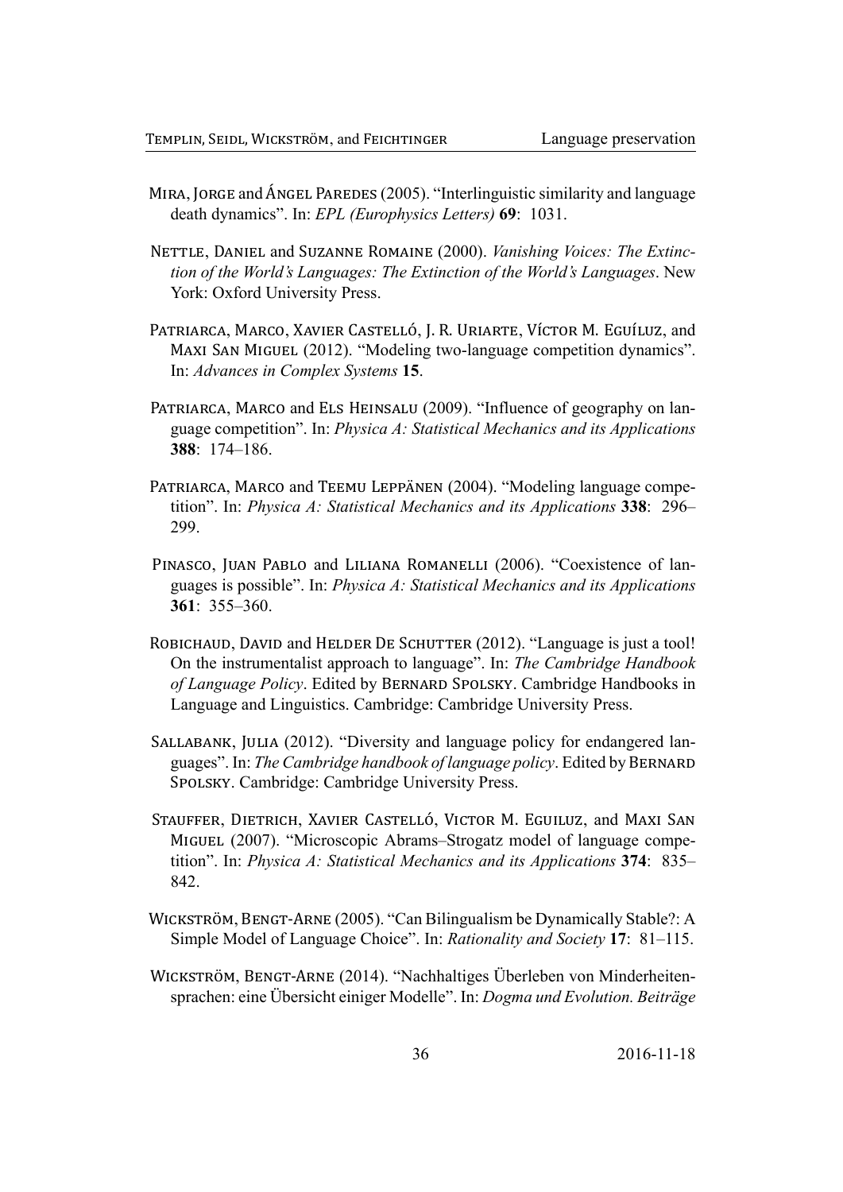Mira, Jorge and Ángel Paredes (2005). "Interlinguistic similarity and language death dynamics". In: *EPL (Europhysics Letters)* **69**: 1031.

Nettle, Daniel and Suzanne Romaine (2000). *Vanishing Voices: The Extinction of the World's Languages: The Extinction of the World's Languages*. New York: Oxford University Press.

Patriarca, Marco, Xavier Castelló, J. R. Uriarte, Víctor M. Eguíluz, and Maxi San Miguel (2012). "Modeling two-language competition dynamics". In: *Advances in Complex Systems* **15**.

Patriarca, Marco and Els Heinsalu (2009). "Influence of geography on language competition". In: *Physica A: Statistical Mechanics and its Applications* **388**: 174–186.

Patriarca, Marco and Teemu Leppänen (2004). "Modeling language competition". In: *Physica A: Statistical Mechanics and its Applications* **338**: 296–299.

Pinasco, Juan Pablo and Liliana Romanelli (2006). "Coexistence of languages is possible". In: *Physica A: Statistical Mechanics and its Applications* **361**: 355–360.

Robichaud, David and Helder De Schutter (2012). "Language is just a tool! On the instrumentalist approach to language". In: *The Cambridge Handbook of Language Policy*. Edited by Bernard Spolsky. Cambridge Handbooks in Language and Linguistics. Cambridge: Cambridge University Press.

Sallabank, Julia (2012). "Diversity and language policy for endangered languages". In: *The Cambridge handbook of language policy*. Edited by Bernard Spolsky. Cambridge: Cambridge University Press.

Stauffer, Dietrich, Xavier Castelló, Victor M. Eguiluz, and Maxi San Miguel (2007). "Microscopic Abrams–Strogatz model of language competition". In: *Physica A: Statistical Mechanics and its Applications* **374**: 835–842.

Wickström, Bengt-Arne (2005). "Can Bilingualism be Dynamically Stable?: A Simple Model of Language Choice". In: *Rationality and Society* **17**: 81–115.

Wickström, Bengt-Arne (2014). "Nachhaltiges Überleben von Minderheitensprachen: eine Übersicht einiger Modelle". In: *Dogma und Evolution. Beiträge*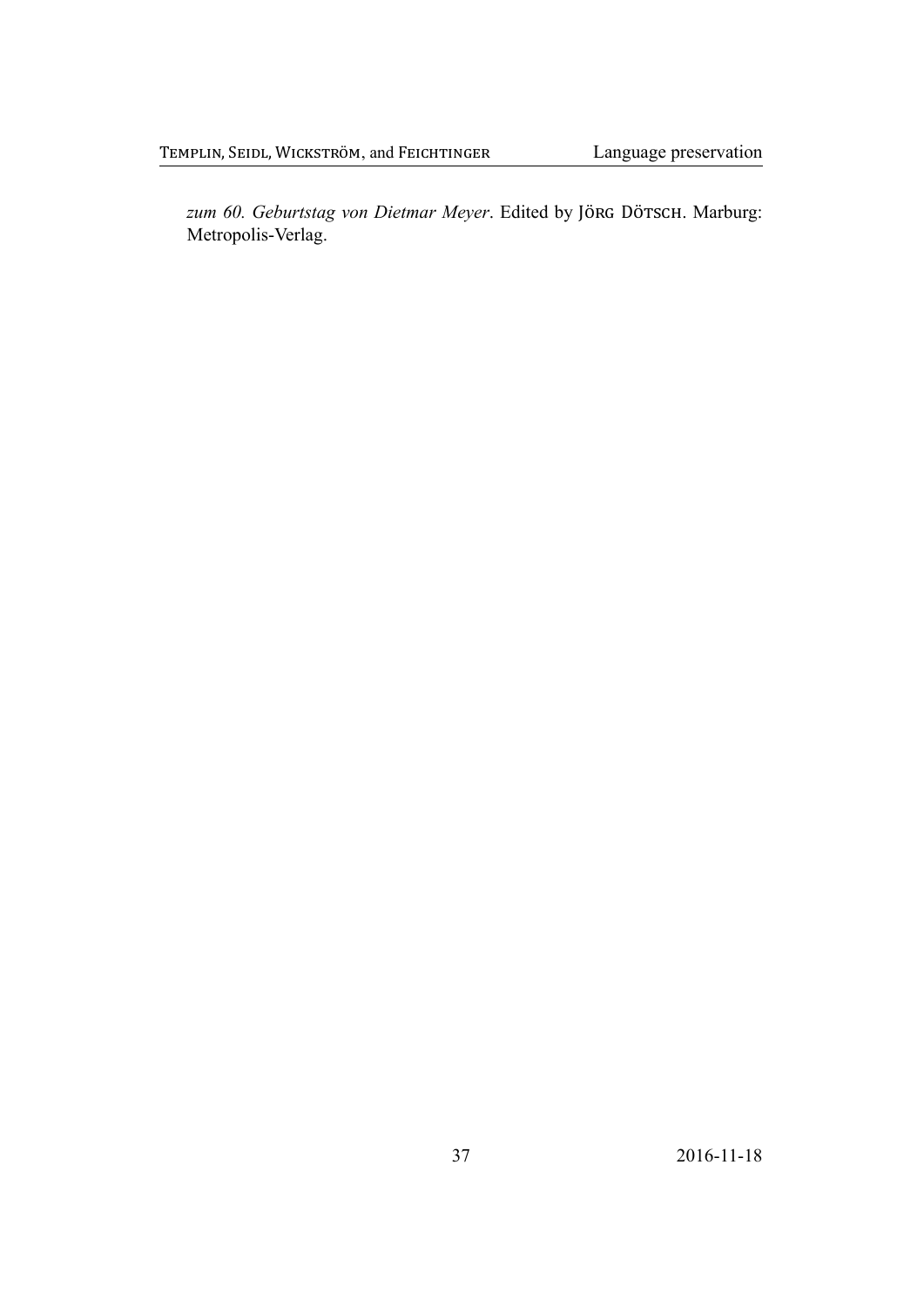*zum 60. Geburtstag von Dietmar Meyer*. Edited by Jörg Dötsch. Marburg: Metropolis-Verlag.